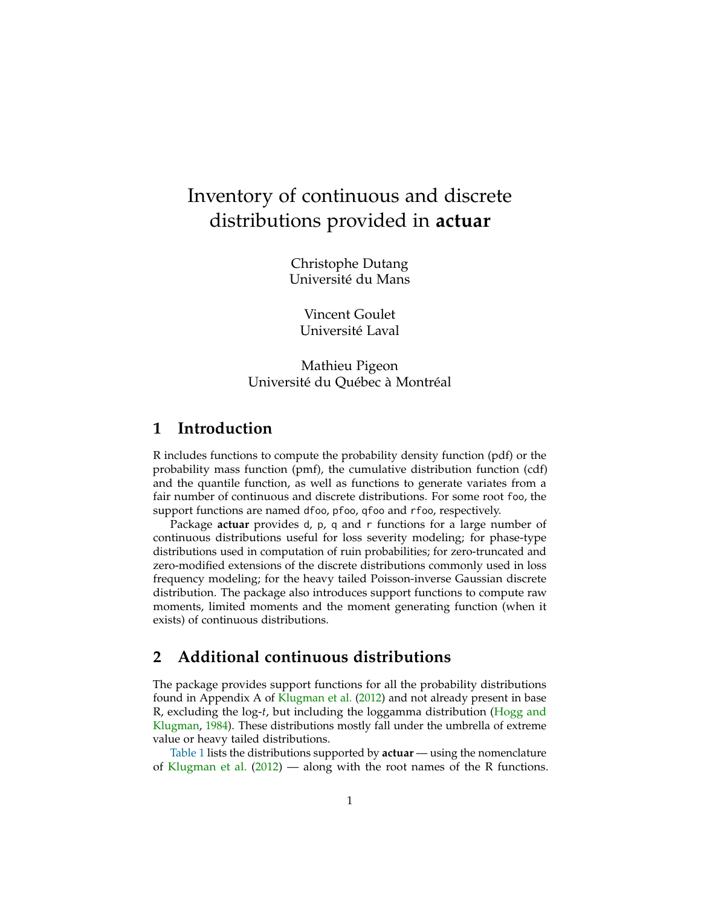# Inventory of continuous and discrete distributions provided in **actuar**

Christophe Dutang
Université du Mans

Vincent Goulet
Université Laval

Mathieu Pigeon
Université du Québec à Montréal

## 1 Introduction

R includes functions to compute the probability density function (pdf) or the probability mass function (pmf), the cumulative distribution function (cdf) and the quantile function, as well as functions to generate variates from a fair number of continuous and discrete distributions. For some root `foo`, the support functions are named `dfoo`, `pfoo`, `qfoo` and `rfoo`, respectively.

Package **actuar** provides `d`, `p`, `q` and `r` functions for a large number of continuous distributions useful for loss severity modeling; for phase-type distributions used in computation of ruin probabilities; for zero-truncated and zero-modified extensions of the discrete distributions commonly used in loss frequency modeling; for the heavy tailed Poisson-inverse Gaussian discrete distribution. The package also introduces support functions to compute raw moments, limited moments and the moment generating function (when it exists) of continuous distributions.

## 2 Additional continuous distributions

The package provides support functions for all the probability distributions found in Appendix A of Klugman et al. (2012) and not already present in base R, excluding the log-*t*, but including the loggamma distribution (Hogg and Klugman, 1984). These distributions mostly fall under the umbrella of extreme value or heavy tailed distributions.

Table 1 lists the distributions supported by **actuar** — using the nomenclature of Klugman et al. (2012) — along with the root names of the R functions.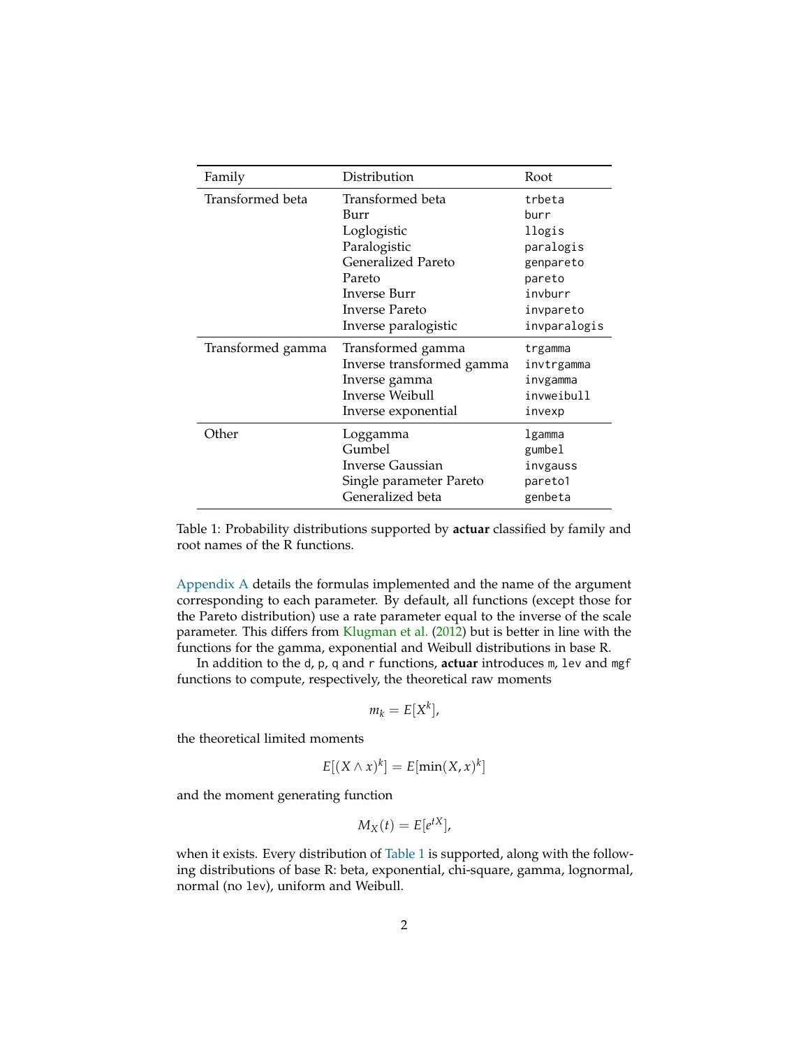| Family | Distribution | Root |
|---|---|---|
| Transformed beta | Transformed beta | `trbeta` |
| | Burr | `burr` |
| | Loglogistic | `llogis` |
| | Paralogistic | `paralogis` |
| | Generalized Pareto | `genpareto` |
| | Pareto | `pareto` |
| | Inverse Burr | `invburr` |
| | Inverse Pareto | `invpareto` |
| | Inverse paralogistic | `invparalogis` |
| Transformed gamma | Transformed gamma | `trgamma` |
| | Inverse transformed gamma | `invtrgamma` |
| | Inverse gamma | `invgamma` |
| | Inverse Weibull | `invweibull` |
| | Inverse exponential | `invexp` |
| Other | Loggamma | `lgamma` |
| | Gumbel | `gumbel` |
| | Inverse Gaussian | `invgauss` |
| | Single parameter Pareto | `pareto1` |
| | Generalized beta | `genbeta` |

Table 1: Probability distributions supported by **actuar** classified by family and root names of the R functions.

Appendix A details the formulas implemented and the name of the argument corresponding to each parameter. By default, all functions (except those for the Pareto distribution) use a rate parameter equal to the inverse of the scale parameter. This differs from Klugman et al. (2012) but is better in line with the functions for the gamma, exponential and Weibull distributions in base R.

In addition to the `d`, `p`, `q` and `r` functions, **actuar** introduces `m`, `lev` and `mgf` functions to compute, respectively, the theoretical raw moments

$$m_k = E[X^k],$$

the theoretical limited moments

$$E[(X \wedge x)^k] = E[\min(X, x)^k]$$

and the moment generating function

$$M_X(t) = E[e^{tX}],$$

when it exists. Every distribution of Table 1 is supported, along with the following distributions of base R: beta, exponential, chi-square, gamma, lognormal, normal (no `lev`), uniform and Weibull.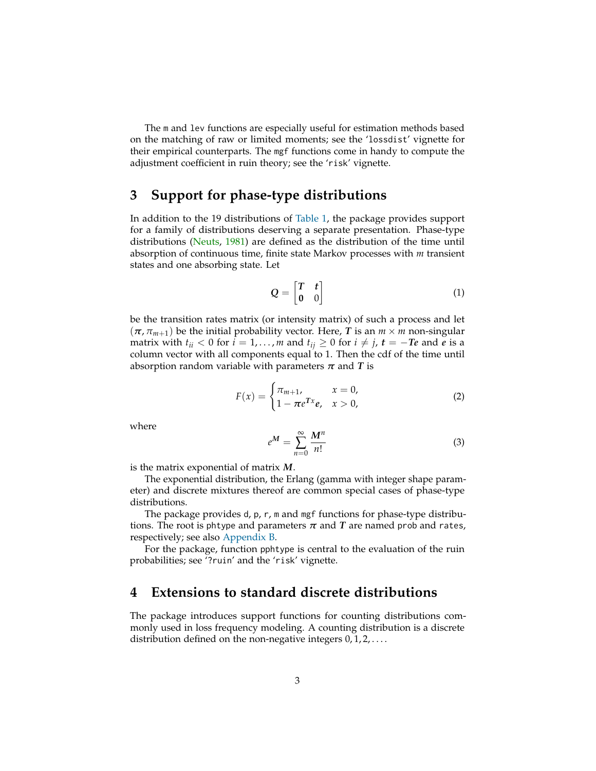The `m` and `lev` functions are especially useful for estimation methods based on the matching of raw or limited moments; see the '`lossdist`' vignette for their empirical counterparts. The `mgf` functions come in handy to compute the adjustment coefficient in ruin theory; see the '`risk`' vignette.

## 3 Support for phase-type distributions

In addition to the 19 distributions of Table 1, the package provides support for a family of distributions deserving a separate presentation. Phase-type distributions (Neuts, 1981) are defined as the distribution of the time until absorption of continuous time, finite state Markov processes with $m$ transient states and one absorbing state. Let

$$\boldsymbol{Q} = \begin{bmatrix} \boldsymbol{T} & \boldsymbol{t} \\ \boldsymbol{0} & 0 \end{bmatrix} \tag{1}$$

be the transition rates matrix (or intensity matrix) of such a process and let $(\boldsymbol{\pi}, \pi_{m+1})$ be the initial probability vector. Here, $\boldsymbol{T}$ is an $m \times m$ non-singular matrix with $t_{ii} < 0$ for $i = 1, \dots, m$ and $t_{ij} \geq 0$ for $i \neq j$, $\boldsymbol{t} = -\boldsymbol{T}\boldsymbol{e}$ and $\boldsymbol{e}$ is a column vector with all components equal to 1. Then the cdf of the time until absorption random variable with parameters $\boldsymbol{\pi}$ and $\boldsymbol{T}$ is

$$F(x) = \begin{cases} \pi_{m+1}, & x = 0, \\ 1 - \boldsymbol{\pi} e^{\boldsymbol{T}x} \boldsymbol{e}, & x > 0, \end{cases} \tag{2}$$

where

$$e^{\boldsymbol{M}} = \sum_{n=0}^{\infty} \frac{\boldsymbol{M}^n}{n!} \tag{3}$$

is the matrix exponential of matrix $\boldsymbol{M}$.

The exponential distribution, the Erlang (gamma with integer shape parameter) and discrete mixtures thereof are common special cases of phase-type distributions.

The package provides `d`, `p`, `r`, `m` and `mgf` functions for phase-type distributions. The root is `phtype` and parameters $\boldsymbol{\pi}$ and $\boldsymbol{T}$ are named `prob` and `rates`, respectively; see also Appendix B.

For the package, function `pphtype` is central to the evaluation of the ruin probabilities; see '`?ruin`' and the '`risk`' vignette.

## 4 Extensions to standard discrete distributions

The package introduces support functions for counting distributions commonly used in loss frequency modeling. A counting distribution is a discrete distribution defined on the non-negative integers $0, 1, 2, \dots$.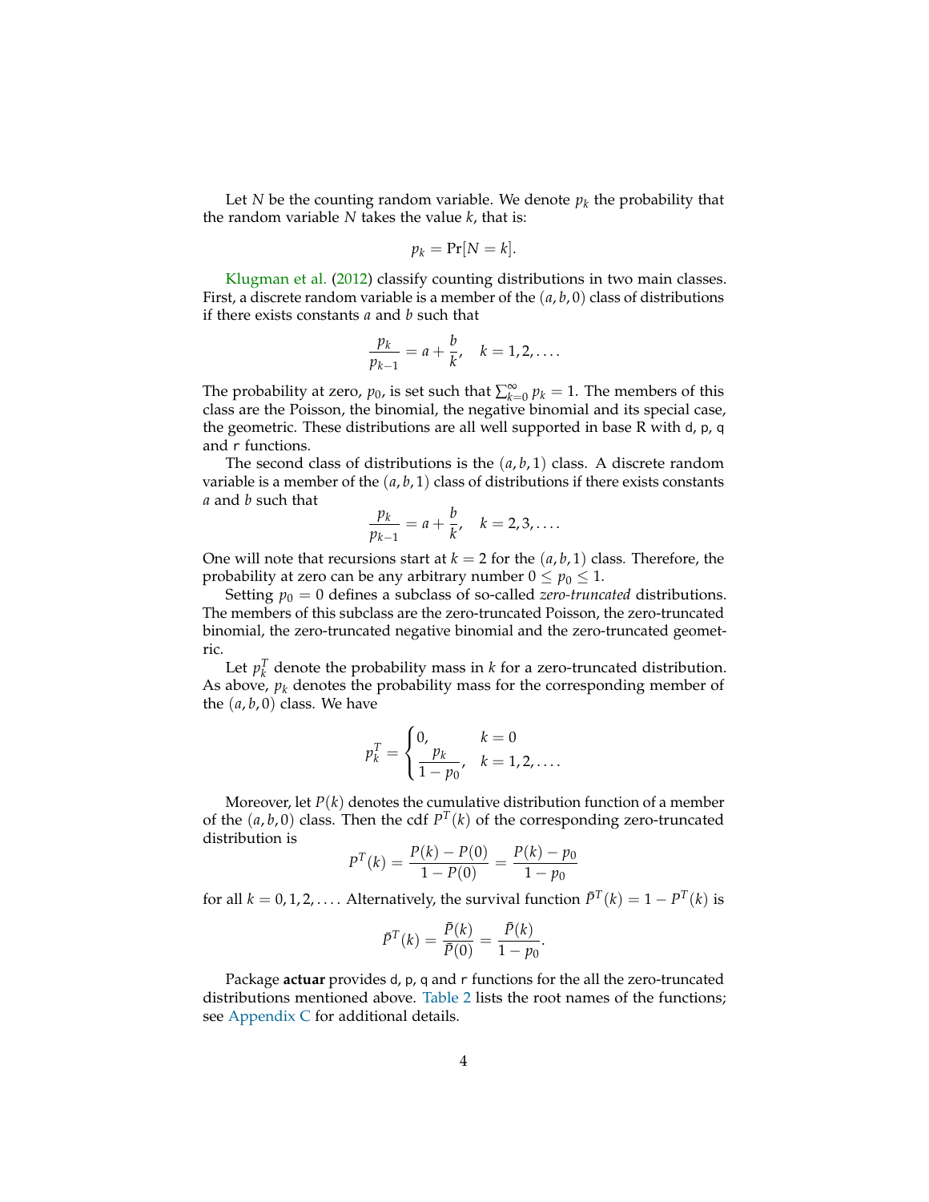Let $N$ be the counting random variable. We denote $p_k$ the probability that the random variable $N$ takes the value $k$, that is:

$$p_k = \Pr[N = k].$$

Klugman et al. (2012) classify counting distributions in two main classes. First, a discrete random variable is a member of the $(a, b, 0)$ class of distributions if there exists constants $a$ and $b$ such that

$$\frac{p_k}{p_{k-1}} = a + \frac{b}{k}, \quad k = 1, 2, \dots.$$

The probability at zero, $p_0$, is set such that $\sum_{k=0}^{\infty} p_k = 1$. The members of this class are the Poisson, the binomial, the negative binomial and its special case, the geometric. These distributions are all well supported in base R with `d`, `p`, `q` and `r` functions.

The second class of distributions is the $(a, b, 1)$ class. A discrete random variable is a member of the $(a, b, 1)$ class of distributions if there exists constants $a$ and $b$ such that

$$\frac{p_k}{p_{k-1}} = a + \frac{b}{k}, \quad k = 2, 3, \dots.$$

One will note that recursions start at $k = 2$ for the $(a, b, 1)$ class. Therefore, the probability at zero can be any arbitrary number $0 \leq p_0 \leq 1$.

Setting $p_0 = 0$ defines a subclass of so-called *zero-truncated* distributions. The members of this subclass are the zero-truncated Poisson, the zero-truncated binomial, the zero-truncated negative binomial and the zero-truncated geometric.

Let $p_k^T$ denote the probability mass in $k$ for a zero-truncated distribution. As above, $p_k$ denotes the probability mass for the corresponding member of the $(a, b, 0)$ class. We have

$$p_k^T = \begin{cases} 0, & k = 0 \\ \dfrac{p_k}{1 - p_0}, & k = 1, 2, \dots. \end{cases}$$

Moreover, let $P(k)$ denotes the cumulative distribution function of a member of the $(a, b, 0)$ class. Then the cdf $P^T(k)$ of the corresponding zero-truncated distribution is

$$P^T(k) = \frac{P(k) - P(0)}{1 - P(0)} = \frac{P(k) - p_0}{1 - p_0}$$

for all $k = 0, 1, 2, \dots$. Alternatively, the survival function $\bar{P}^T(k) = 1 - P^T(k)$ is

$$\bar{P}^T(k) = \frac{\bar{P}(k)}{\bar{P}(0)} = \frac{\bar{P}(k)}{1 - p_0}.$$

Package **actuar** provides `d`, `p`, `q` and `r` functions for the all the zero-truncated distributions mentioned above. Table 2 lists the root names of the functions; see Appendix C for additional details.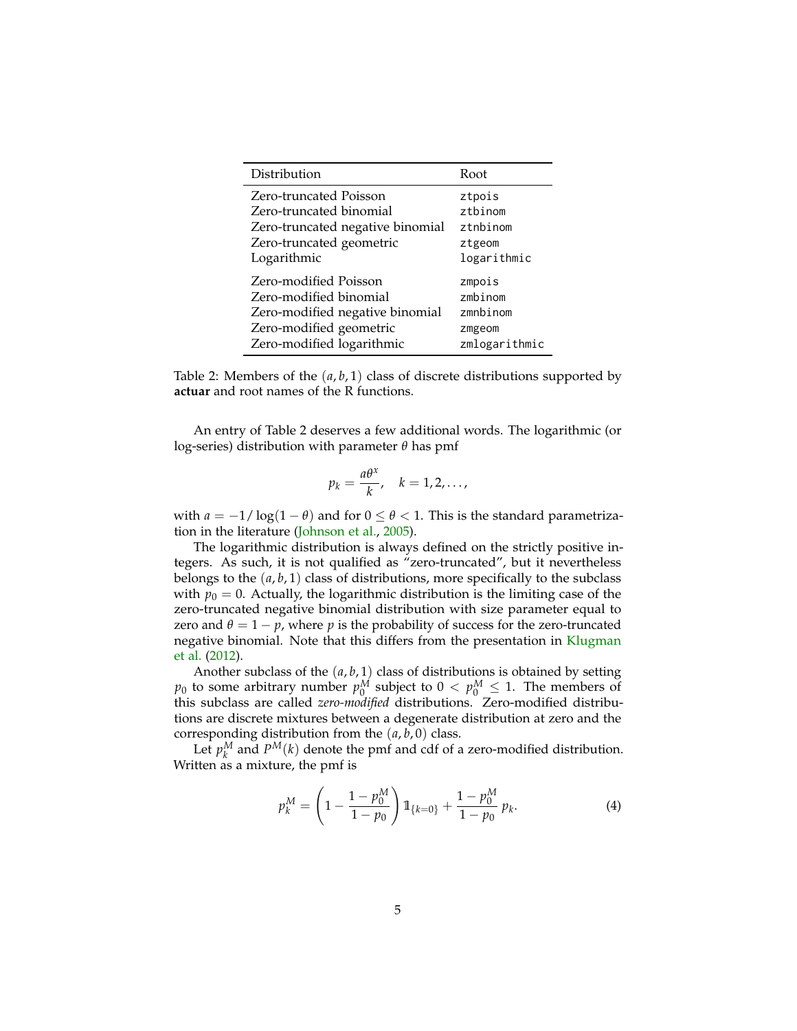| Distribution | Root |
|---|---|
| Zero-truncated Poisson | `ztpois` |
| Zero-truncated binomial | `ztbinom` |
| Zero-truncated negative binomial | `ztnbinom` |
| Zero-truncated geometric | `ztgeom` |
| Logarithmic | `logarithmic` |
| Zero-modified Poisson | `zmpois` |
| Zero-modified binomial | `zmbinom` |
| Zero-modified negative binomial | `zmnbinom` |
| Zero-modified geometric | `zmgeom` |
| Zero-modified logarithmic | `zmlogarithmic` |

Table 2: Members of the $(a, b, 1)$ class of discrete distributions supported by **actuar** and root names of the R functions.

An entry of Table 2 deserves a few additional words. The logarithmic (or log-series) distribution with parameter $\theta$ has pmf

$$p_k = \frac{a\theta^x}{k}, \quad k = 1, 2, \dots,$$

with $a = -1/\log(1 - \theta)$ and for $0 \leq \theta < 1$. This is the standard parametrization in the literature (Johnson et al., 2005).

The logarithmic distribution is always defined on the strictly positive integers. As such, it is not qualified as "zero-truncated", but it nevertheless belongs to the $(a, b, 1)$ class of distributions, more specifically to the subclass with $p_0 = 0$. Actually, the logarithmic distribution is the limiting case of the zero-truncated negative binomial distribution with size parameter equal to zero and $\theta = 1 - p$, where $p$ is the probability of success for the zero-truncated negative binomial. Note that this differs from the presentation in Klugman et al. (2012).

Another subclass of the $(a, b, 1)$ class of distributions is obtained by setting $p_0$ to some arbitrary number $p_0^M$ subject to $0 < p_0^M \leq 1$. The members of this subclass are called *zero-modified* distributions. Zero-modified distributions are discrete mixtures between a degenerate distribution at zero and the corresponding distribution from the $(a, b, 0)$ class.

Let $p_k^M$ and $P^M(k)$ denote the pmf and cdf of a zero-modified distribution. Written as a mixture, the pmf is

$$p_k^M = \left(1 - \frac{1 - p_0^M}{1 - p_0}\right) \mathbb{1}_{\{k=0\}} + \frac{1 - p_0^M}{1 - p_0}\, p_k. \tag{4}$$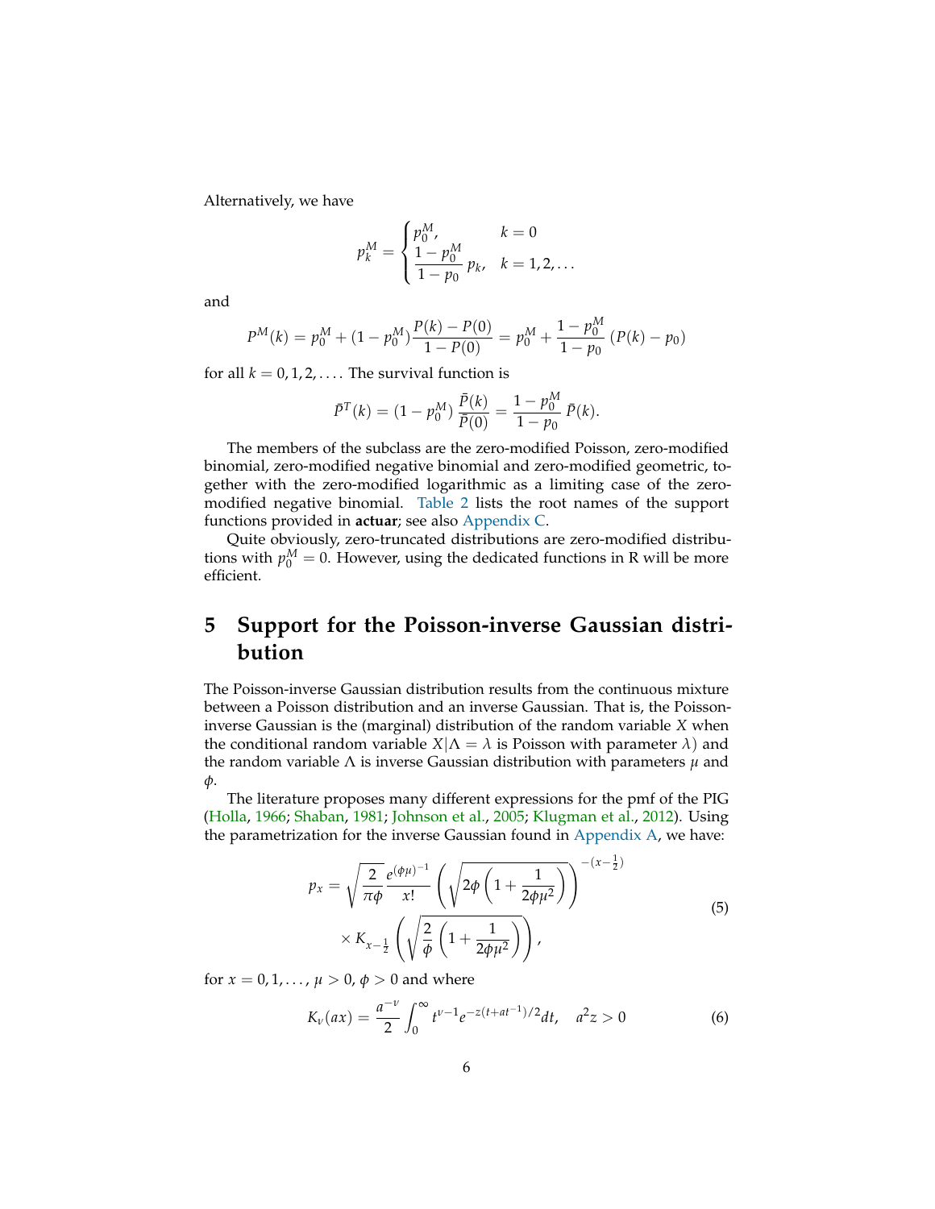Alternatively, we have

$$p_k^M = \begin{cases} p_0^M, & k = 0 \\ \dfrac{1 - p_0^M}{1 - p_0}\, p_k, & k = 1, 2, \dots \end{cases}$$

and

$$P^M(k) = p_0^M + (1 - p_0^M)\frac{P(k) - P(0)}{1 - P(0)} = p_0^M + \frac{1 - p_0^M}{1 - p_0}\,(P(k) - p_0)$$

for all $k = 0, 1, 2, \dots$. The survival function is

$$\bar{P}^T(k) = (1 - p_0^M)\,\frac{\bar{P}(k)}{\bar{P}(0)} = \frac{1 - p_0^M}{1 - p_0}\,\bar{P}(k).$$

The members of the subclass are the zero-modified Poisson, zero-modified binomial, zero-modified negative binomial and zero-modified geometric, together with the zero-modified logarithmic as a limiting case of the zero-modified negative binomial. Table 2 lists the root names of the support functions provided in **actuar**; see also Appendix C.

Quite obviously, zero-truncated distributions are zero-modified distributions with $p_0^M = 0$. However, using the dedicated functions in R will be more efficient.

# 5 Support for the Poisson-inverse Gaussian distribution

The Poisson-inverse Gaussian distribution results from the continuous mixture between a Poisson distribution and an inverse Gaussian. That is, the Poisson-inverse Gaussian is the (marginal) distribution of the random variable $X$ when the conditional random variable $X|\Lambda = \lambda$ is Poisson with parameter $\lambda$) and the random variable $\Lambda$ is inverse Gaussian distribution with parameters $\mu$ and $\phi$.

The literature proposes many different expressions for the pmf of the PIG (Holla, 1966; Shaban, 1981; Johnson et al., 2005; Klugman et al., 2012). Using the parametrization for the inverse Gaussian found in Appendix A, we have:

$$\begin{aligned} p_x = \sqrt{\frac{2}{\pi\phi}}\frac{e^{(\phi\mu)^{-1}}}{x!}\left(\sqrt{2\phi\left(1 + \frac{1}{2\phi\mu^2}\right)}\right)^{-(x-\frac{1}{2})} \\ \times K_{x-\frac{1}{2}}\left(\sqrt{\frac{2}{\phi}\left(1 + \frac{1}{2\phi\mu^2}\right)}\right), \end{aligned} \tag{5}$$

for $x = 0, 1, \dots$, $\mu > 0$, $\phi > 0$ and where

$$K_\nu(ax) = \frac{a^{-\nu}}{2}\int_0^\infty t^{\nu-1}e^{-z(t+at^{-1})/2}dt, \quad a^2z > 0 \tag{6}$$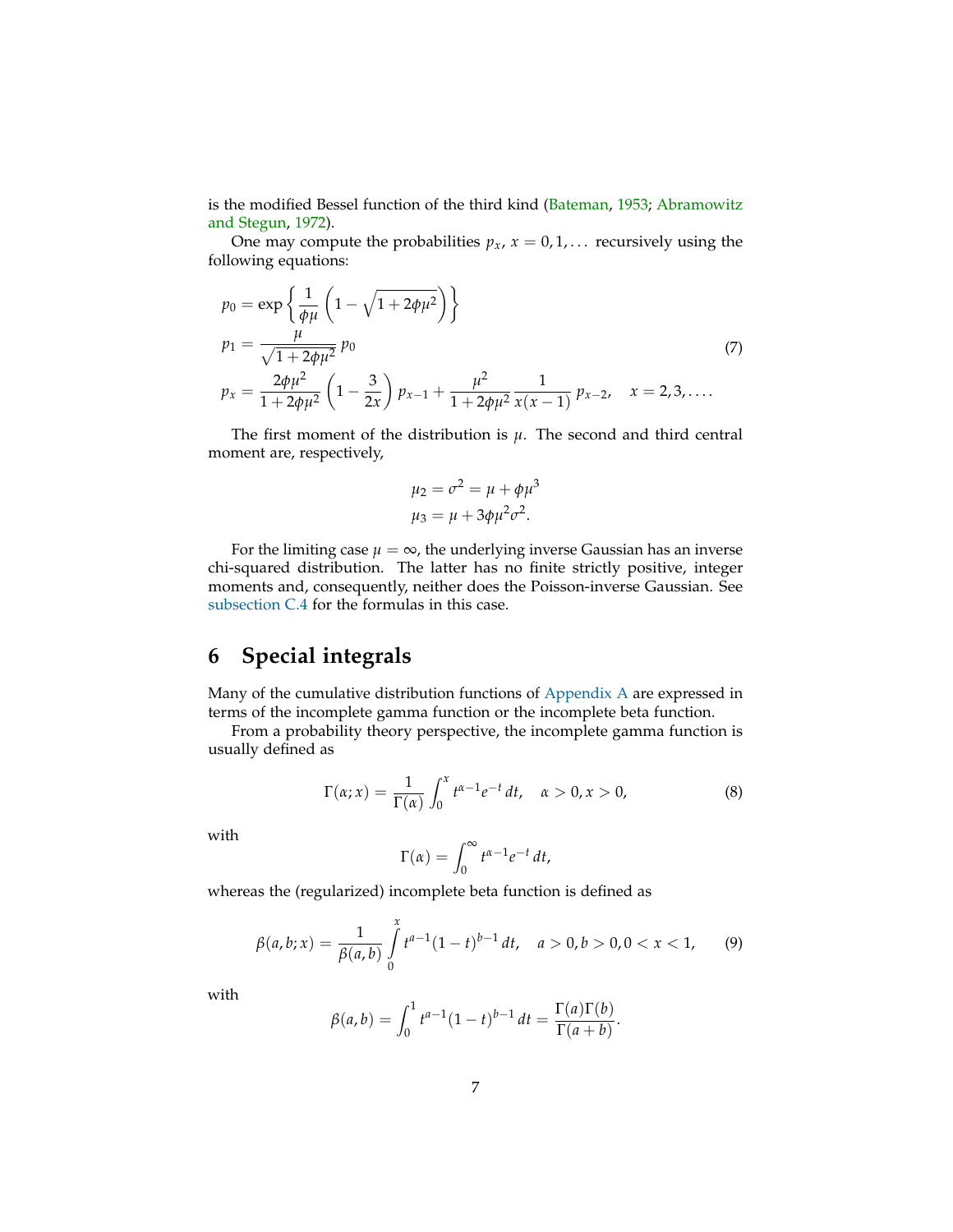is the modified Bessel function of the third kind (Bateman, 1953; Abramowitz and Stegun, 1972).

One may compute the probabilities $p_x$, $x = 0, 1, \dots$ recursively using the following equations:

$$
\begin{aligned}
p_0 &= \exp\left\{ \frac{1}{\phi\mu} \left( 1 - \sqrt{1 + 2\phi\mu^2} \right) \right\} \\
p_1 &= \frac{\mu}{\sqrt{1 + 2\phi\mu^2}}\, p_0 \\
p_x &= \frac{2\phi\mu^2}{1 + 2\phi\mu^2} \left( 1 - \frac{3}{2x} \right) p_{x-1} + \frac{\mu^2}{1 + 2\phi\mu^2} \frac{1}{x(x-1)}\, p_{x-2}, \quad x = 2, 3, \dots.
\end{aligned}
\tag{7}
$$

The first moment of the distribution is $\mu$. The second and third central moment are, respectively,

$$
\begin{aligned}
\mu_2 &= \sigma^2 = \mu + \phi\mu^3 \\
\mu_3 &= \mu + 3\phi\mu^2\sigma^2.
\end{aligned}
$$

For the limiting case $\mu = \infty$, the underlying inverse Gaussian has an inverse chi-squared distribution. The latter has no finite strictly positive, integer moments and, consequently, neither does the Poisson-inverse Gaussian. See subsection C.4 for the formulas in this case.

## 6 Special integrals

Many of the cumulative distribution functions of Appendix A are expressed in terms of the incomplete gamma function or the incomplete beta function.

From a probability theory perspective, the incomplete gamma function is usually defined as

$$
\Gamma(\alpha; x) = \frac{1}{\Gamma(\alpha)} \int_0^x t^{\alpha-1} e^{-t}\, dt, \quad \alpha > 0, x > 0, \tag{8}
$$

with

$$
\Gamma(\alpha) = \int_0^\infty t^{\alpha-1} e^{-t}\, dt,
$$

whereas the (regularized) incomplete beta function is defined as

$$
\beta(a, b; x) = \frac{1}{\beta(a, b)} \int_0^x t^{a-1} (1-t)^{b-1}\, dt, \quad a > 0, b > 0, 0 < x < 1, \tag{9}
$$

with

$$
\beta(a, b) = \int_0^1 t^{a-1} (1-t)^{b-1}\, dt = \frac{\Gamma(a)\Gamma(b)}{\Gamma(a+b)}.
$$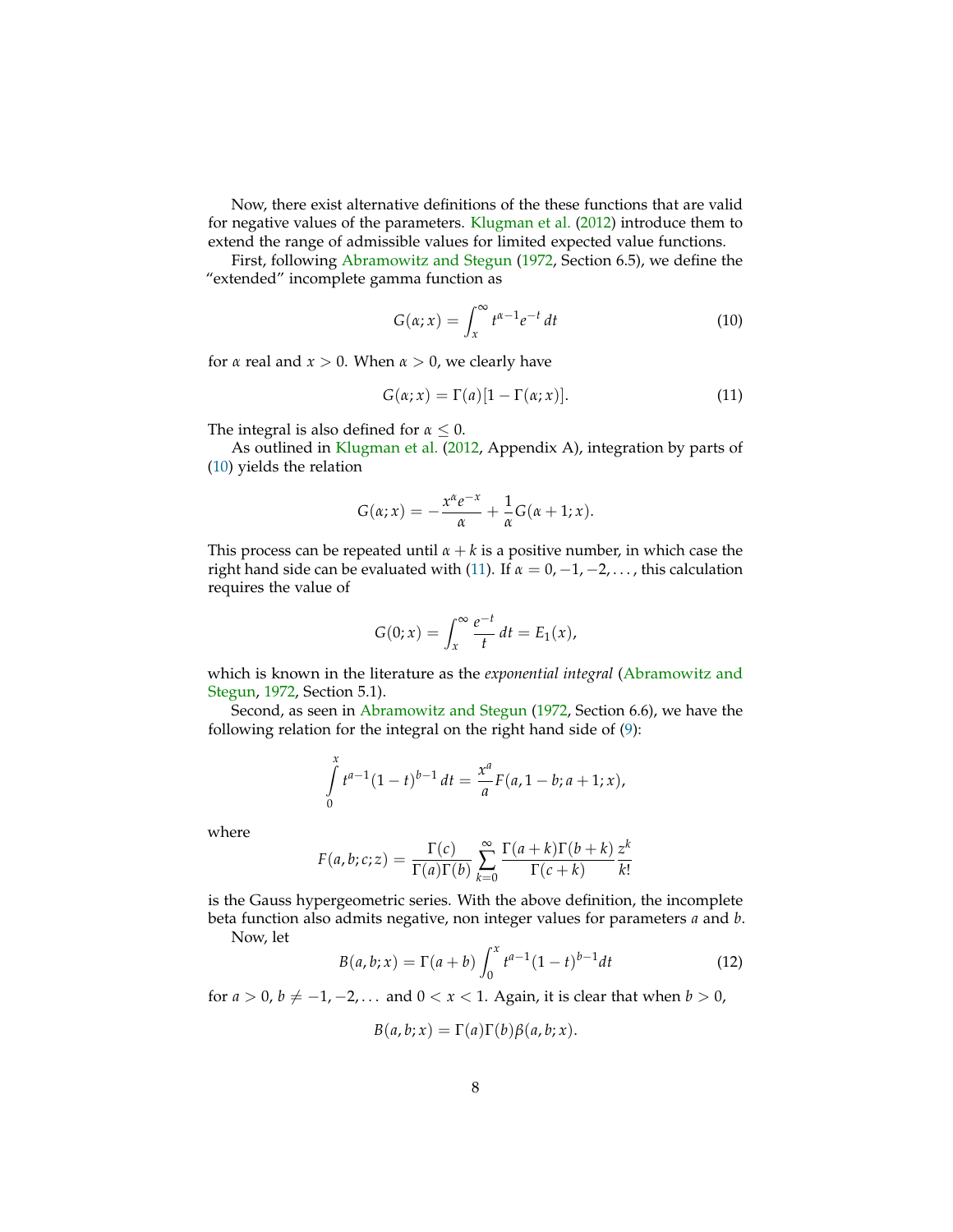Now, there exist alternative definitions of the these functions that are valid for negative values of the parameters. Klugman et al. (2012) introduce them to extend the range of admissible values for limited expected value functions.

First, following Abramowitz and Stegun (1972, Section 6.5), we define the "extended" incomplete gamma function as

$$G(\alpha; x) = \int_x^\infty t^{\alpha-1} e^{-t} \, dt \tag{10}$$

for $\alpha$ real and $x > 0$. When $\alpha > 0$, we clearly have

$$G(\alpha; x) = \Gamma(a)[1 - \Gamma(\alpha; x)]. \tag{11}$$

The integral is also defined for $\alpha \leq 0$.

As outlined in Klugman et al. (2012, Appendix A), integration by parts of (10) yields the relation

$$G(\alpha; x) = -\frac{x^\alpha e^{-x}}{\alpha} + \frac{1}{\alpha} G(\alpha + 1; x).$$

This process can be repeated until $\alpha + k$ is a positive number, in which case the right hand side can be evaluated with (11). If $\alpha = 0, -1, -2, \dots$, this calculation requires the value of

$$G(0; x) = \int_x^\infty \frac{e^{-t}}{t} \, dt = E_1(x),$$

which is known in the literature as the *exponential integral* (Abramowitz and Stegun, 1972, Section 5.1).

Second, as seen in Abramowitz and Stegun (1972, Section 6.6), we have the following relation for the integral on the right hand side of (9):

$$\int_0^x t^{a-1}(1-t)^{b-1} \, dt = \frac{x^a}{a} F(a, 1-b; a+1; x),$$

where

$$F(a, b; c; z) = \frac{\Gamma(c)}{\Gamma(a)\Gamma(b)} \sum_{k=0}^\infty \frac{\Gamma(a+k)\Gamma(b+k)}{\Gamma(c+k)} \frac{z^k}{k!}$$

is the Gauss hypergeometric series. With the above definition, the incomplete beta function also admits negative, non integer values for parameters $a$ and $b$.

Now, let

$$B(a, b; x) = \Gamma(a+b) \int_0^x t^{a-1}(1-t)^{b-1} dt \tag{12}$$

for $a > 0$, $b \neq -1, -2, \dots$ and $0 < x < 1$. Again, it is clear that when $b > 0$,

$$B(a, b; x) = \Gamma(a)\Gamma(b)\beta(a, b; x).$$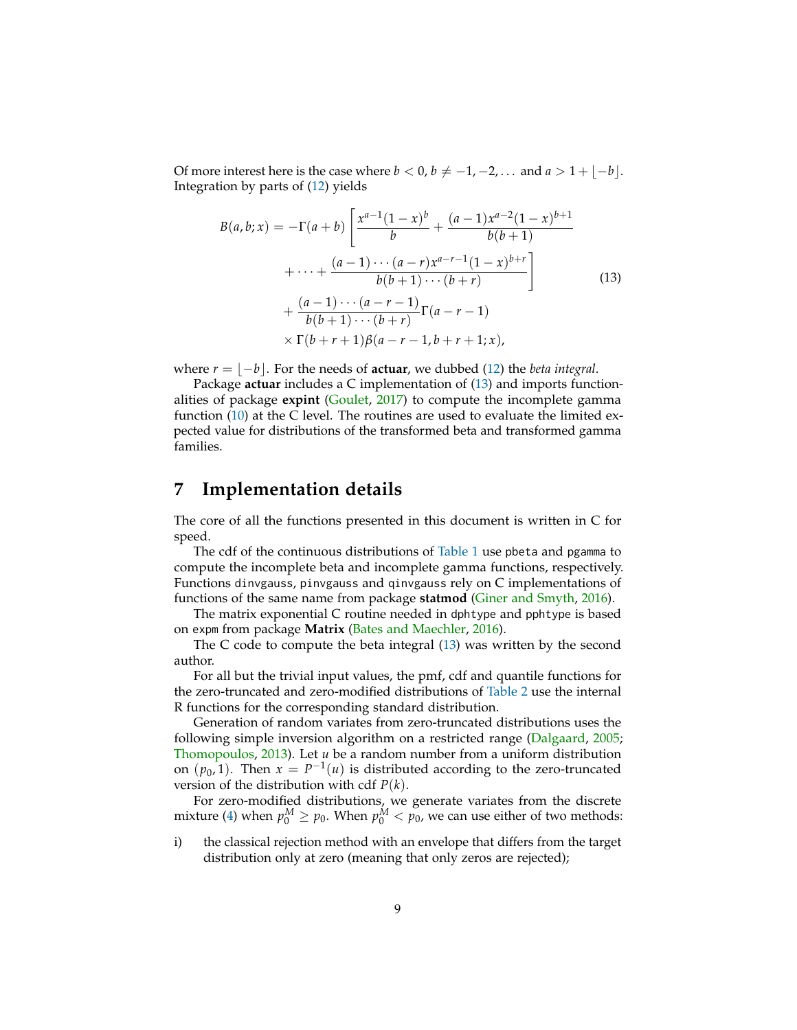Of more interest here is the case where $b < 0$, $b \neq -1, -2, \dots$ and $a > 1 + \lfloor -b \rfloor$. Integration by parts of (12) yields

$$
\begin{aligned}
B(a, b; x) = -\Gamma(a+b) \Bigg[ & \frac{x^{a-1}(1-x)^b}{b} + \frac{(a-1)x^{a-2}(1-x)^{b+1}}{b(b+1)} \\
& + \dots + \frac{(a-1)\cdots(a-r)x^{a-r-1}(1-x)^{b+r}}{b(b+1)\cdots(b+r)} \Bigg] \\
& + \frac{(a-1)\cdots(a-r-1)}{b(b+1)\cdots(b+r)} \Gamma(a-r-1) \\
& \times \Gamma(b+r+1) \beta(a-r-1, b+r+1; x),
\end{aligned} \tag{13}
$$

where $r = \lfloor -b \rfloor$. For the needs of **actuar**, we dubbed (12) the *beta integral*.

Package **actuar** includes a C implementation of (13) and imports functionalities of package **expint** (Goulet, 2017) to compute the incomplete gamma function (10) at the C level. The routines are used to evaluate the limited expected value for distributions of the transformed beta and transformed gamma families.

## 7 Implementation details

The core of all the functions presented in this document is written in C for speed.

The cdf of the continuous distributions of Table 1 use `pbeta` and `pgamma` to compute the incomplete beta and incomplete gamma functions, respectively. Functions `dinvgauss`, `pinvgauss` and `qinvgauss` rely on C implementations of functions of the same name from package **statmod** (Giner and Smyth, 2016).

The matrix exponential C routine needed in `dphtype` and `pphtype` is based on `expm` from package **Matrix** (Bates and Maechler, 2016).

The C code to compute the beta integral (13) was written by the second author.

For all but the trivial input values, the pmf, cdf and quantile functions for the zero-truncated and zero-modified distributions of Table 2 use the internal R functions for the corresponding standard distribution.

Generation of random variates from zero-truncated distributions uses the following simple inversion algorithm on a restricted range (Dalgaard, 2005; Thomopoulos, 2013). Let $u$ be a random number from a uniform distribution on $(p_0, 1)$. Then $x = P^{-1}(u)$ is distributed according to the zero-truncated version of the distribution with cdf $P(k)$.

For zero-modified distributions, we generate variates from the discrete mixture (4) when $p_0^M \geq p_0$. When $p_0^M < p_0$, we can use either of two methods:

i) the classical rejection method with an envelope that differs from the target distribution only at zero (meaning that only zeros are rejected);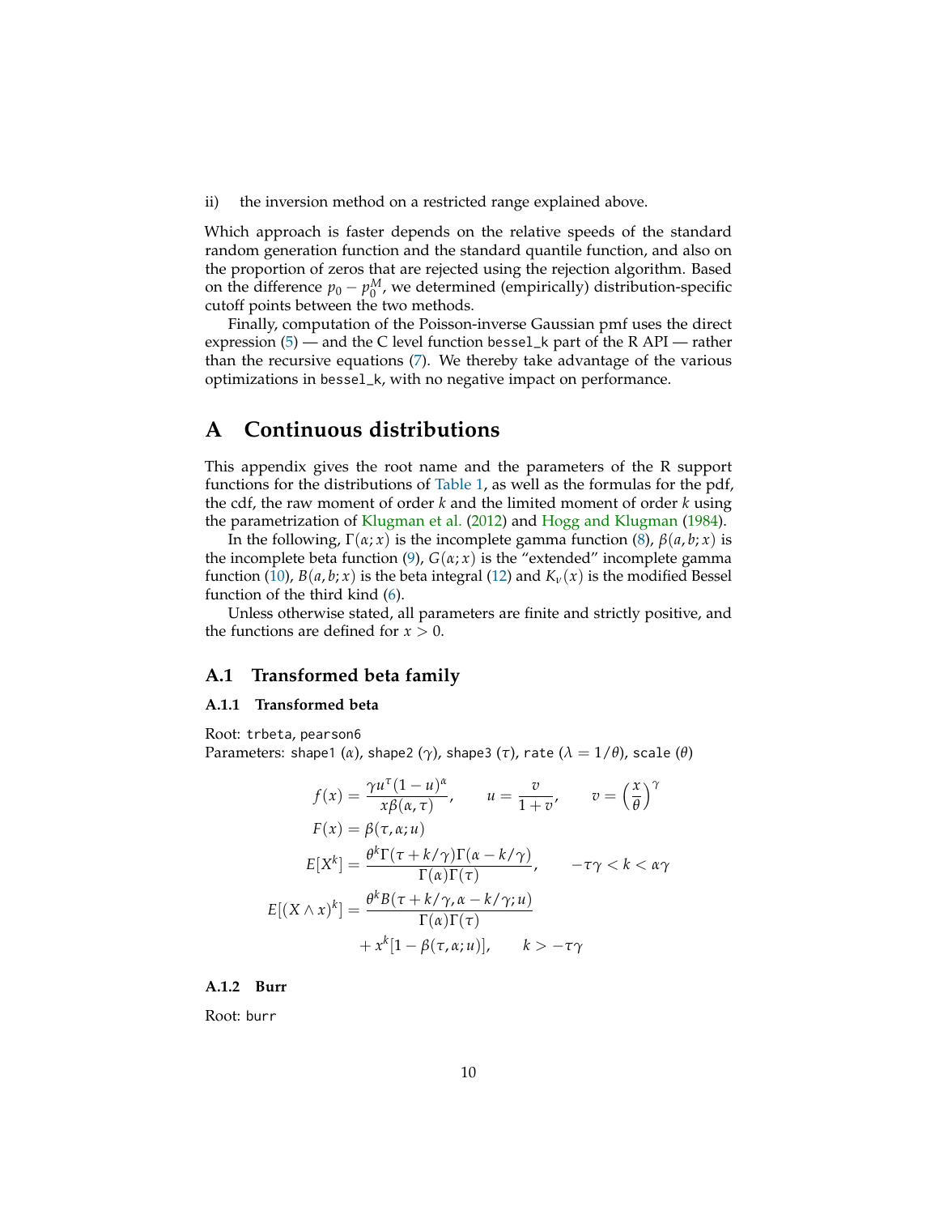ii) the inversion method on a restricted range explained above.

Which approach is faster depends on the relative speeds of the standard random generation function and the standard quantile function, and also on the proportion of zeros that are rejected using the rejection algorithm. Based on the difference $p_0 - p_0^M$, we determined (empirically) distribution-specific cutoff points between the two methods.

Finally, computation of the Poisson-inverse Gaussian pmf uses the direct expression (5) — and the C level function `bessel_k` part of the R API — rather than the recursive equations (7). We thereby take advantage of the various optimizations in `bessel_k`, with no negative impact on performance.

# A Continuous distributions

This appendix gives the root name and the parameters of the R support functions for the distributions of Table 1, as well as the formulas for the pdf, the cdf, the raw moment of order $k$ and the limited moment of order $k$ using the parametrization of Klugman et al. (2012) and Hogg and Klugman (1984).

In the following, $\Gamma(\alpha; x)$ is the incomplete gamma function (8), $\beta(a, b; x)$ is the incomplete beta function (9), $G(\alpha; x)$ is the "extended" incomplete gamma function (10), $B(a, b; x)$ is the beta integral (12) and $K_\nu(x)$ is the modified Bessel function of the third kind (6).

Unless otherwise stated, all parameters are finite and strictly positive, and the functions are defined for $x > 0$.

## A.1 Transformed beta family

### A.1.1 Transformed beta

Root: `trbeta`, `pearson6`
Parameters: `shape1` ($\alpha$), `shape2` ($\gamma$), `shape3` ($\tau$), `rate` ($\lambda = 1/\theta$), `scale` ($\theta$)

$$
\begin{aligned}
f(x) &= \frac{\gamma u^\tau (1-u)^\alpha}{x \beta(\alpha, \tau)}, \qquad u = \frac{v}{1+v}, \qquad v = \left(\frac{x}{\theta}\right)^\gamma \\
F(x) &= \beta(\tau, \alpha; u) \\
E[X^k] &= \frac{\theta^k \Gamma(\tau + k/\gamma) \Gamma(\alpha - k/\gamma)}{\Gamma(\alpha)\Gamma(\tau)}, \qquad -\tau\gamma < k < \alpha\gamma \\
E[(X \wedge x)^k] &= \frac{\theta^k B(\tau + k/\gamma, \alpha - k/\gamma; u)}{\Gamma(\alpha)\Gamma(\tau)} \\
&\quad + x^k [1 - \beta(\tau, \alpha; u)], \qquad k > -\tau\gamma
\end{aligned}
$$

### A.1.2 Burr

Root: `burr`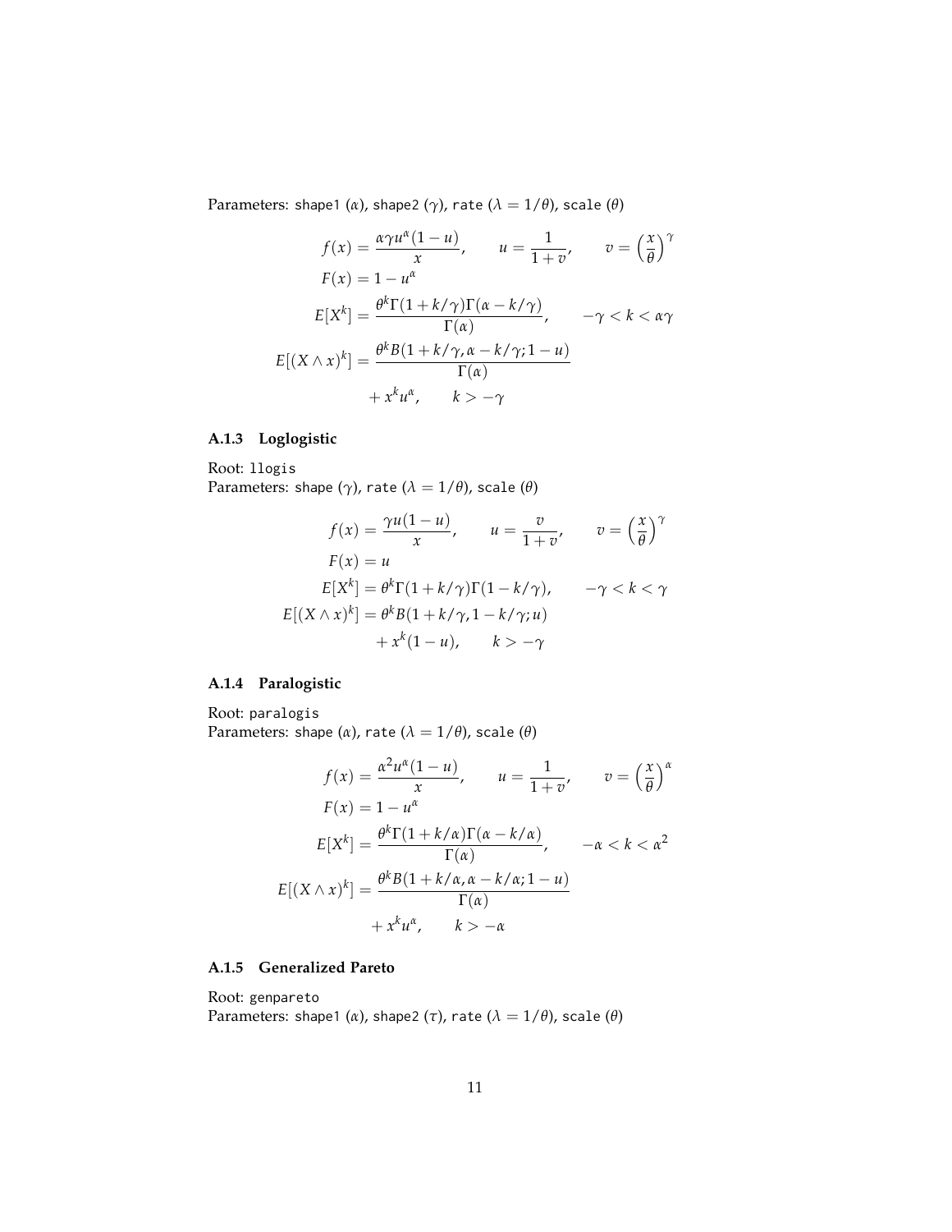Parameters: shape1 ($\alpha$), shape2 ($\gamma$), rate ($\lambda = 1/\theta$), scale ($\theta$)

$$
\begin{aligned}
f(x) &= \frac{\alpha\gamma u^\alpha (1-u)}{x}, \qquad u = \frac{1}{1+v}, \qquad v = \left(\frac{x}{\theta}\right)^\gamma \\
F(x) &= 1 - u^\alpha \\
E[X^k] &= \frac{\theta^k \Gamma(1+k/\gamma)\Gamma(\alpha - k/\gamma)}{\Gamma(\alpha)}, \qquad -\gamma < k < \alpha\gamma \\
E[(X \wedge x)^k] &= \frac{\theta^k B(1+k/\gamma, \alpha - k/\gamma; 1-u)}{\Gamma(\alpha)} \\
&\quad + x^k u^\alpha, \qquad k > -\gamma
\end{aligned}
$$

### A.1.3 Loglogistic

Root: `llogis`  
Parameters: shape ($\gamma$), rate ($\lambda = 1/\theta$), scale ($\theta$)

$$
\begin{aligned}
f(x) &= \frac{\gamma u (1-u)}{x}, \qquad u = \frac{v}{1+v}, \qquad v = \left(\frac{x}{\theta}\right)^\gamma \\
F(x) &= u \\
E[X^k] &= \theta^k \Gamma(1+k/\gamma)\Gamma(1 - k/\gamma), \qquad -\gamma < k < \gamma \\
E[(X \wedge x)^k] &= \theta^k B(1+k/\gamma, 1 - k/\gamma; u) \\
&\quad + x^k (1-u), \qquad k > -\gamma
\end{aligned}
$$

### A.1.4 Paralogistic

Root: `paralogis`  
Parameters: shape ($\alpha$), rate ($\lambda = 1/\theta$), scale ($\theta$)

$$
\begin{aligned}
f(x) &= \frac{\alpha^2 u^\alpha (1-u)}{x}, \qquad u = \frac{1}{1+v}, \qquad v = \left(\frac{x}{\theta}\right)^\alpha \\
F(x) &= 1 - u^\alpha \\
E[X^k] &= \frac{\theta^k \Gamma(1+k/\alpha)\Gamma(\alpha - k/\alpha)}{\Gamma(\alpha)}, \qquad -\alpha < k < \alpha^2 \\
E[(X \wedge x)^k] &= \frac{\theta^k B(1+k/\alpha, \alpha - k/\alpha; 1-u)}{\Gamma(\alpha)} \\
&\quad + x^k u^\alpha, \qquad k > -\alpha
\end{aligned}
$$

### A.1.5 Generalized Pareto

Root: `genpareto`  
Parameters: shape1 ($\alpha$), shape2 ($\tau$), rate ($\lambda = 1/\theta$), scale ($\theta$)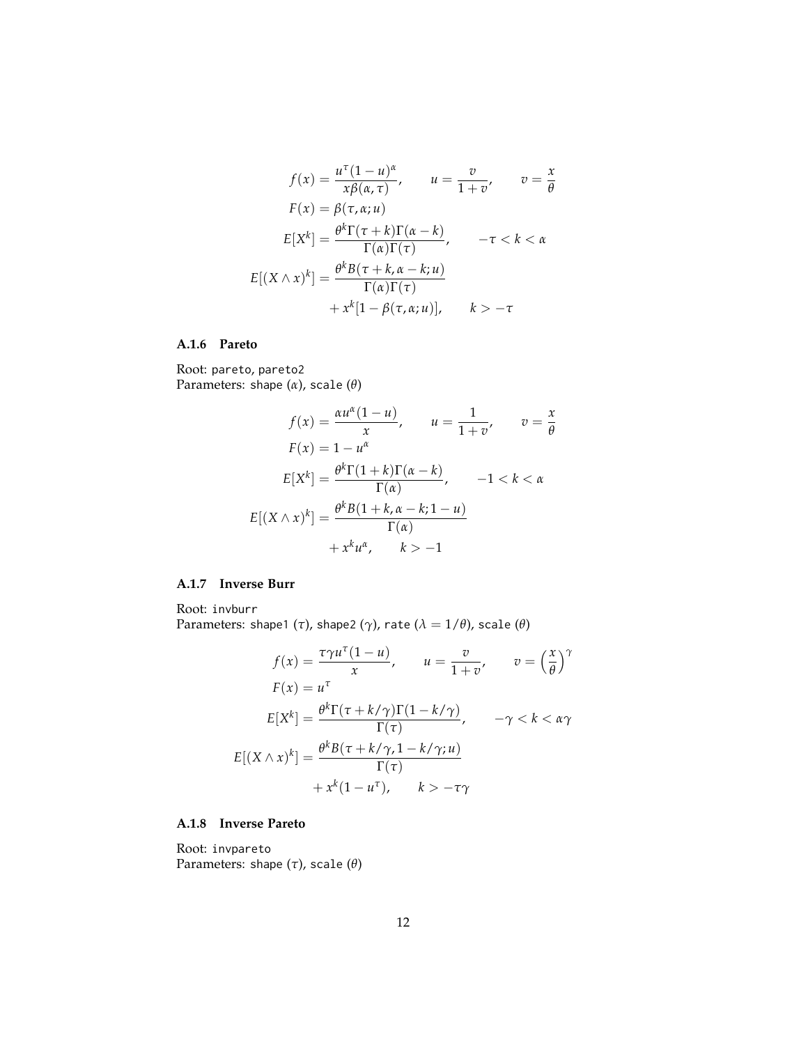$$
\begin{aligned}
f(x) &= \frac{u^\tau (1-u)^\alpha}{x \beta(\alpha, \tau)}, \qquad u = \frac{v}{1+v}, \qquad v = \frac{x}{\theta} \\
F(x) &= \beta(\tau, \alpha; u) \\
E[X^k] &= \frac{\theta^k \Gamma(\tau+k)\Gamma(\alpha-k)}{\Gamma(\alpha)\Gamma(\tau)}, \qquad -\tau < k < \alpha \\
E[(X \wedge x)^k] &= \frac{\theta^k B(\tau+k, \alpha-k; u)}{\Gamma(\alpha)\Gamma(\tau)} \\
&\quad + x^k [1 - \beta(\tau, \alpha; u)], \qquad k > -\tau
\end{aligned}
$$

### A.1.6 Pareto

Root: pareto, pareto2
Parameters: shape ($\alpha$), scale ($\theta$)

$$
\begin{aligned}
f(x) &= \frac{\alpha u^\alpha (1-u)}{x}, \qquad u = \frac{1}{1+v}, \qquad v = \frac{x}{\theta} \\
F(x) &= 1 - u^\alpha \\
E[X^k] &= \frac{\theta^k \Gamma(1+k)\Gamma(\alpha-k)}{\Gamma(\alpha)}, \qquad -1 < k < \alpha \\
E[(X \wedge x)^k] &= \frac{\theta^k B(1+k, \alpha-k; 1-u)}{\Gamma(\alpha)} \\
&\quad + x^k u^\alpha, \qquad k > -1
\end{aligned}
$$

### A.1.7 Inverse Burr

Root: invburr
Parameters: shape1 ($\tau$), shape2 ($\gamma$), rate ($\lambda = 1/\theta$), scale ($\theta$)

$$
\begin{aligned}
f(x) &= \frac{\tau \gamma u^\tau (1-u)}{x}, \qquad u = \frac{v}{1+v}, \qquad v = \left(\frac{x}{\theta}\right)^\gamma \\
F(x) &= u^\tau \\
E[X^k] &= \frac{\theta^k \Gamma(\tau+k/\gamma)\Gamma(1-k/\gamma)}{\Gamma(\tau)}, \qquad -\gamma < k < \alpha\gamma \\
E[(X \wedge x)^k] &= \frac{\theta^k B(\tau+k/\gamma, 1-k/\gamma; u)}{\Gamma(\tau)} \\
&\quad + x^k (1 - u^\tau), \qquad k > -\tau\gamma
\end{aligned}
$$

### A.1.8 Inverse Pareto

Root: invpareto
Parameters: shape ($\tau$), scale ($\theta$)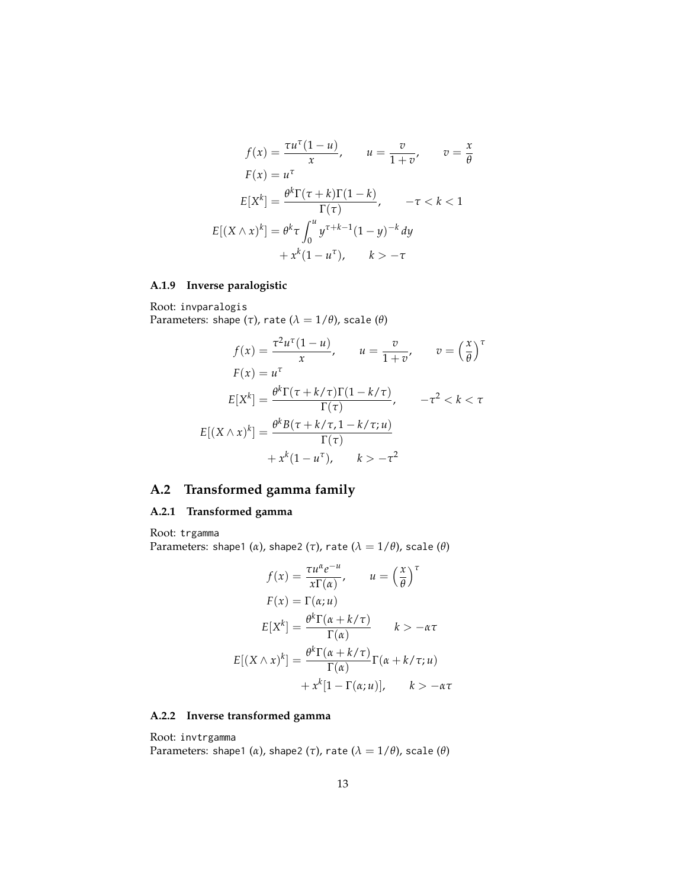$$
\begin{aligned}
f(x) &= \frac{\tau u^\tau (1-u)}{x}, \qquad u = \frac{v}{1+v}, \qquad v = \frac{x}{\theta} \\
F(x) &= u^\tau \\
E[X^k] &= \frac{\theta^k \Gamma(\tau+k)\Gamma(1-k)}{\Gamma(\tau)}, \qquad -\tau < k < 1 \\
E[(X \wedge x)^k] &= \theta^k \tau \int_0^u y^{\tau+k-1}(1-y)^{-k}\,dy \\
&\quad + x^k(1-u^\tau), \qquad k > -\tau
\end{aligned}
$$

### A.1.9 Inverse paralogistic

Root: invparalogis
Parameters: shape ($\tau$), rate ($\lambda = 1/\theta$), scale ($\theta$)

$$
\begin{aligned}
f(x) &= \frac{\tau^2 u^\tau (1-u)}{x}, \qquad u = \frac{v}{1+v}, \qquad v = \left(\frac{x}{\theta}\right)^\tau \\
F(x) &= u^\tau \\
E[X^k] &= \frac{\theta^k \Gamma(\tau+k/\tau)\Gamma(1-k/\tau)}{\Gamma(\tau)}, \qquad -\tau^2 < k < \tau \\
E[(X \wedge x)^k] &= \frac{\theta^k B(\tau+k/\tau, 1-k/\tau; u)}{\Gamma(\tau)} \\
&\quad + x^k(1-u^\tau), \qquad k > -\tau^2
\end{aligned}
$$

## A.2 Transformed gamma family

### A.2.1 Transformed gamma

Root: trgamma
Parameters: shape1 ($\alpha$), shape2 ($\tau$), rate ($\lambda = 1/\theta$), scale ($\theta$)

$$
\begin{aligned}
f(x) &= \frac{\tau u^\alpha e^{-u}}{x\Gamma(\alpha)}, \qquad u = \left(\frac{x}{\theta}\right)^\tau \\
F(x) &= \Gamma(\alpha; u) \\
E[X^k] &= \frac{\theta^k \Gamma(\alpha+k/\tau)}{\Gamma(\alpha)} \qquad k > -\alpha\tau \\
E[(X \wedge x)^k] &= \frac{\theta^k \Gamma(\alpha+k/\tau)}{\Gamma(\alpha)} \Gamma(\alpha+k/\tau; u) \\
&\quad + x^k[1-\Gamma(\alpha; u)], \qquad k > -\alpha\tau
\end{aligned}
$$

### A.2.2 Inverse transformed gamma

Root: invtrgamma
Parameters: shape1 ($\alpha$), shape2 ($\tau$), rate ($\lambda = 1/\theta$), scale ($\theta$)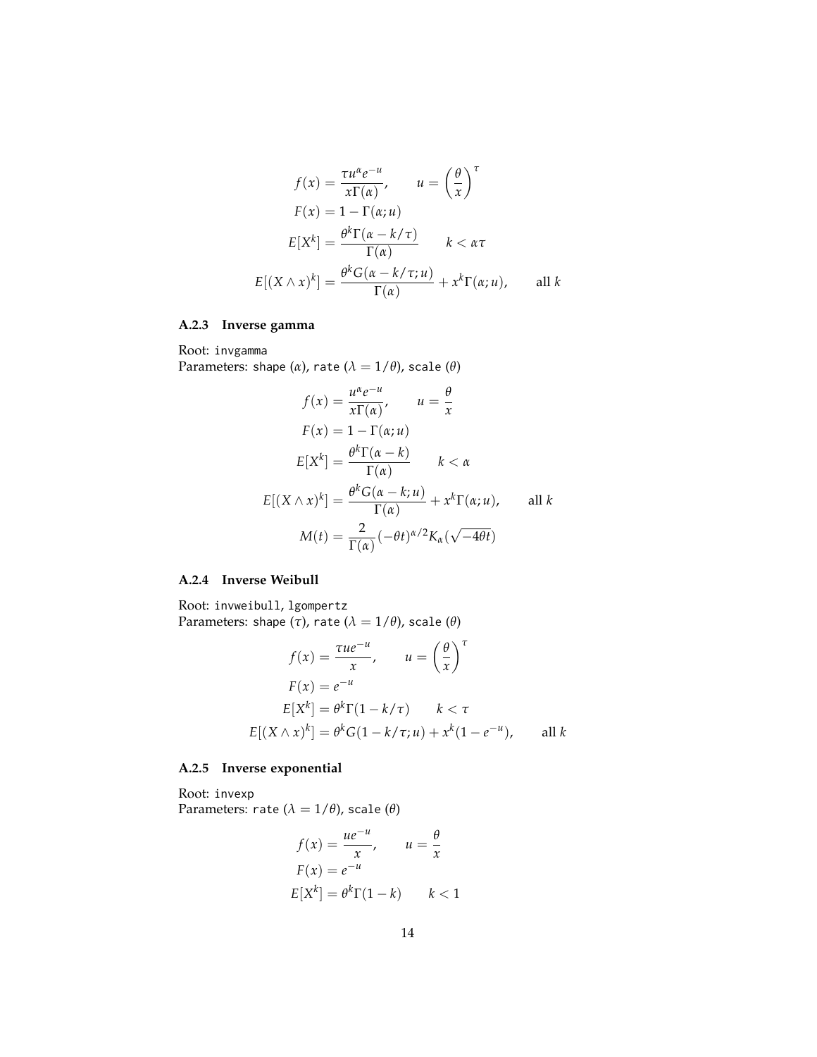$$
\begin{aligned}
f(x) &= \frac{\tau u^\alpha e^{-u}}{x\Gamma(\alpha)}, \qquad u = \left(\frac{\theta}{x}\right)^\tau \\
F(x) &= 1 - \Gamma(\alpha; u) \\
E[X^k] &= \frac{\theta^k \Gamma(\alpha - k/\tau)}{\Gamma(\alpha)} \qquad k < \alpha\tau \\
E[(X \wedge x)^k] &= \frac{\theta^k G(\alpha - k/\tau; u)}{\Gamma(\alpha)} + x^k \Gamma(\alpha; u), \qquad \text{all } k
\end{aligned}
$$

### A.2.3 Inverse gamma

Root: `invgamma`
Parameters: `shape` ($\alpha$), `rate` ($\lambda = 1/\theta$), `scale` ($\theta$)

$$
\begin{aligned}
f(x) &= \frac{u^\alpha e^{-u}}{x\Gamma(\alpha)}, \qquad u = \frac{\theta}{x} \\
F(x) &= 1 - \Gamma(\alpha; u) \\
E[X^k] &= \frac{\theta^k \Gamma(\alpha - k)}{\Gamma(\alpha)} \qquad k < \alpha \\
E[(X \wedge x)^k] &= \frac{\theta^k G(\alpha - k; u)}{\Gamma(\alpha)} + x^k \Gamma(\alpha; u), \qquad \text{all } k \\
M(t) &= \frac{2}{\Gamma(\alpha)} (-\theta t)^{\alpha/2} K_\alpha(\sqrt{-4\theta t})
\end{aligned}
$$

### A.2.4 Inverse Weibull

Root: `invweibull`, `lgompertz`
Parameters: `shape` ($\tau$), `rate` ($\lambda = 1/\theta$), `scale` ($\theta$)

$$
\begin{aligned}
f(x) &= \frac{\tau u e^{-u}}{x}, \qquad u = \left(\frac{\theta}{x}\right)^\tau \\
F(x) &= e^{-u} \\
E[X^k] &= \theta^k \Gamma(1 - k/\tau) \qquad k < \tau \\
E[(X \wedge x)^k] &= \theta^k G(1 - k/\tau; u) + x^k (1 - e^{-u}), \qquad \text{all } k
\end{aligned}
$$

### A.2.5 Inverse exponential

Root: `invexp`
Parameters: `rate` ($\lambda = 1/\theta$), `scale` ($\theta$)

$$
\begin{aligned}
f(x) &= \frac{u e^{-u}}{x}, \qquad u = \frac{\theta}{x} \\
F(x) &= e^{-u} \\
E[X^k] &= \theta^k \Gamma(1 - k) \qquad k < 1
\end{aligned}
$$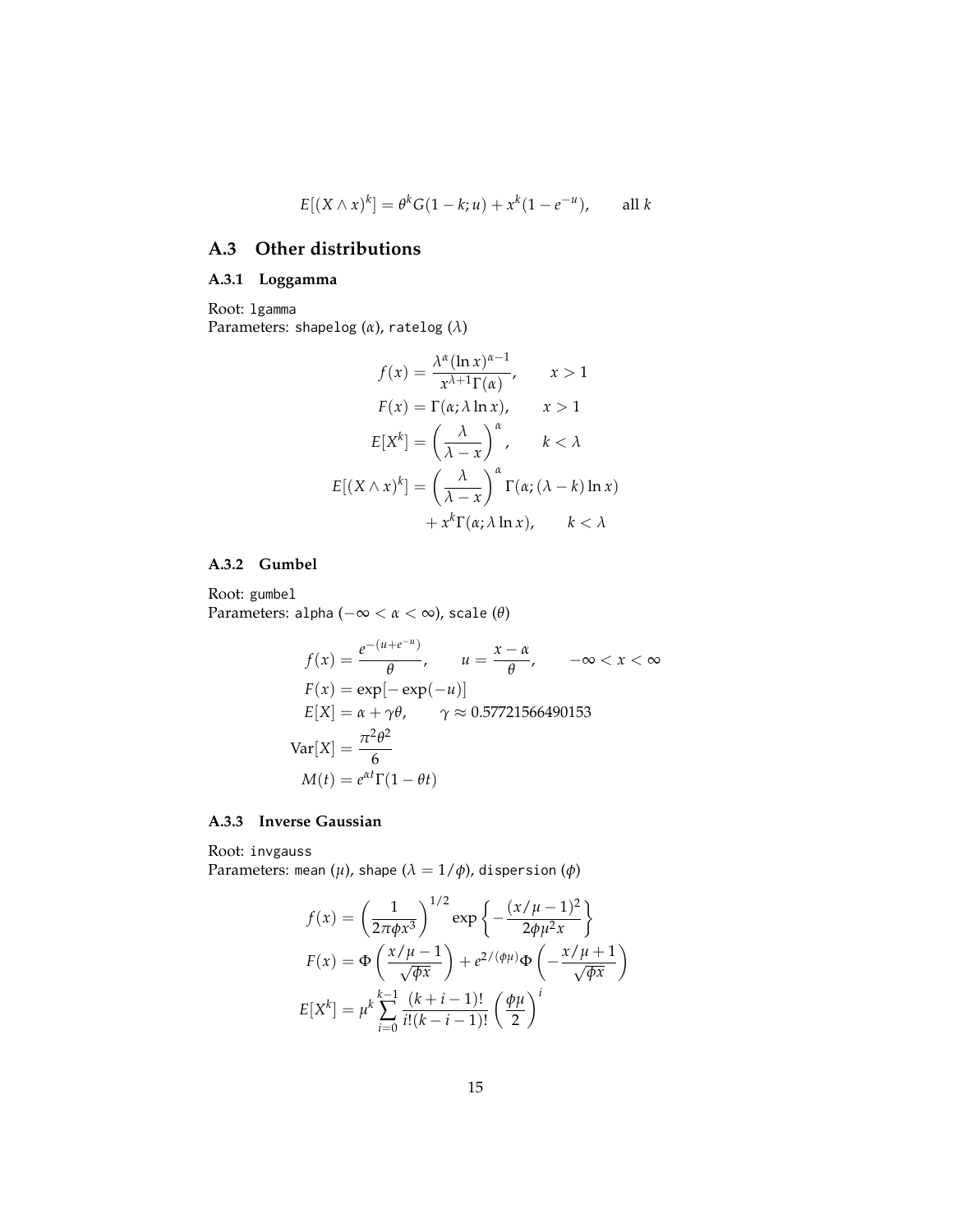$$E[(X \wedge x)^k] = \theta^k G(1-k; u) + x^k(1 - e^{-u}), \qquad \text{all } k$$

## A.3 Other distributions

### A.3.1 Loggamma

Root: lgamma
Parameters: shapelog ($\alpha$), ratelog ($\lambda$)

$$
\begin{aligned}
f(x) &= \frac{\lambda^\alpha (\ln x)^{\alpha-1}}{x^{\lambda+1}\Gamma(\alpha)}, \qquad x > 1 \\
F(x) &= \Gamma(\alpha; \lambda \ln x), \qquad x > 1 \\
E[X^k] &= \left(\frac{\lambda}{\lambda - x}\right)^\alpha, \qquad k < \lambda \\
E[(X \wedge x)^k] &= \left(\frac{\lambda}{\lambda - x}\right)^\alpha \Gamma(\alpha; (\lambda - k)\ln x) \\
&\quad + x^k \Gamma(\alpha; \lambda \ln x), \qquad k < \lambda
\end{aligned}
$$

### A.3.2 Gumbel

Root: gumbel
Parameters: alpha ($-\infty < \alpha < \infty$), scale ($\theta$)

$$
\begin{aligned}
f(x) &= \frac{e^{-(u+e^{-u})}}{\theta}, \qquad u = \frac{x-\alpha}{\theta}, \qquad -\infty < x < \infty \\
F(x) &= \exp[-\exp(-u)] \\
E[X] &= \alpha + \gamma\theta, \qquad \gamma \approx 0.57721566490153 \\
\mathrm{Var}[X] &= \frac{\pi^2\theta^2}{6} \\
M(t) &= e^{\alpha t}\Gamma(1 - \theta t)
\end{aligned}
$$

### A.3.3 Inverse Gaussian

Root: invgauss
Parameters: mean ($\mu$), shape ($\lambda = 1/\phi$), dispersion ($\phi$)

$$
\begin{aligned}
f(x) &= \left(\frac{1}{2\pi\phi x^3}\right)^{1/2} \exp\left\{-\frac{(x/\mu - 1)^2}{2\phi\mu^2 x}\right\} \\
F(x) &= \Phi\left(\frac{x/\mu - 1}{\sqrt{\phi x}}\right) + e^{2/(\phi\mu)}\Phi\left(-\frac{x/\mu + 1}{\sqrt{\phi x}}\right) \\
E[X^k] &= \mu^k \sum_{i=0}^{k-1} \frac{(k+i-1)!}{i!(k-i-1)!}\left(\frac{\phi\mu}{2}\right)^i
\end{aligned}
$$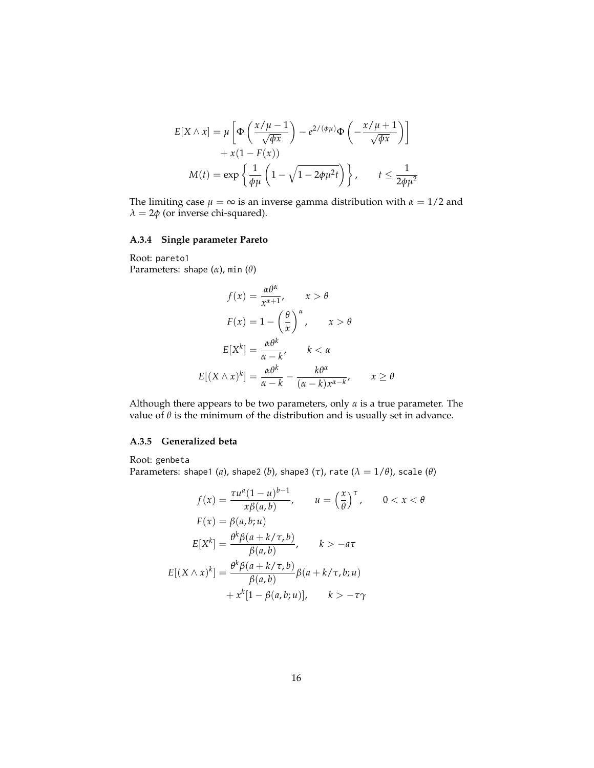$$
\begin{aligned}
E[X \wedge x] &= \mu \left[ \Phi\left( \frac{x/\mu - 1}{\sqrt{\phi x}} \right) - e^{2/(\phi\mu)} \Phi\left( -\frac{x/\mu + 1}{\sqrt{\phi x}} \right) \right] \\
&\quad + x(1 - F(x)) \\
M(t) &= \exp\left\{ \frac{1}{\phi\mu} \left( 1 - \sqrt{1 - 2\phi\mu^2 t} \right) \right\}, \qquad t \leq \frac{1}{2\phi\mu^2}
\end{aligned}
$$

The limiting case $\mu = \infty$ is an inverse gamma distribution with $\alpha = 1/2$ and $\lambda = 2\phi$ (or inverse chi-squared).

### A.3.4 Single parameter Pareto

Root: `pareto1`
Parameters: `shape` ($\alpha$), `min` ($\theta$)

$$
\begin{aligned}
f(x) &= \frac{\alpha\theta^\alpha}{x^{\alpha+1}}, \qquad x > \theta \\
F(x) &= 1 - \left( \frac{\theta}{x} \right)^\alpha, \qquad x > \theta \\
E[X^k] &= \frac{\alpha\theta^k}{\alpha - k}, \qquad k < \alpha \\
E[(X \wedge x)^k] &= \frac{\alpha\theta^k}{\alpha - k} - \frac{k\theta^\alpha}{(\alpha - k)x^{\alpha - k}}, \qquad x \geq \theta
\end{aligned}
$$

Although there appears to be two parameters, only $\alpha$ is a true parameter. The value of $\theta$ is the minimum of the distribution and is usually set in advance.

### A.3.5 Generalized beta

Root: `genbeta`
Parameters: `shape1` ($a$), `shape2` ($b$), `shape3` ($\tau$), `rate` ($\lambda = 1/\theta$), `scale` ($\theta$)

$$
\begin{aligned}
f(x) &= \frac{\tau u^a (1-u)^{b-1}}{x\beta(a,b)}, \qquad u = \left( \frac{x}{\theta} \right)^\tau, \qquad 0 < x < \theta \\
F(x) &= \beta(a, b; u) \\
E[X^k] &= \frac{\theta^k \beta(a + k/\tau, b)}{\beta(a,b)}, \qquad k > -a\tau \\
E[(X \wedge x)^k] &= \frac{\theta^k \beta(a + k/\tau, b)}{\beta(a,b)} \beta(a + k/\tau, b; u) \\
&\quad + x^k[1 - \beta(a, b; u)], \qquad k > -\tau\gamma
\end{aligned}
$$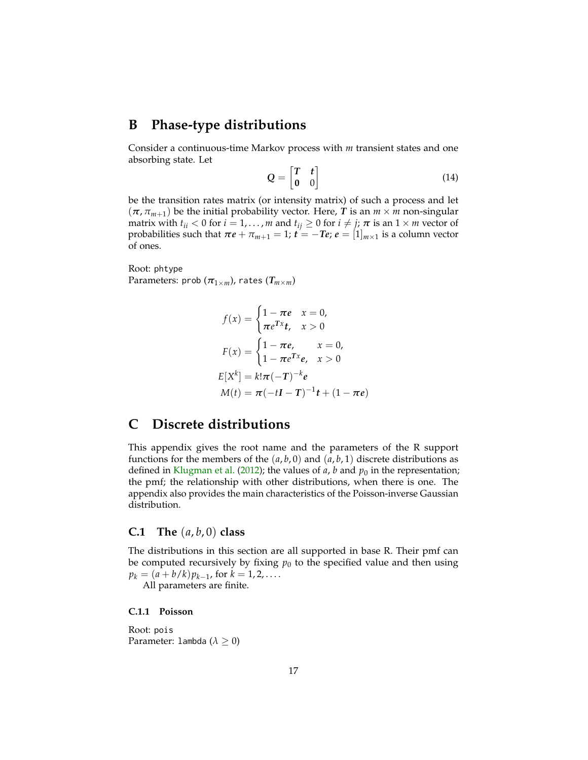# B Phase-type distributions

Consider a continuous-time Markov process with $m$ transient states and one absorbing state. Let

$$\boldsymbol{Q} = \begin{bmatrix} \boldsymbol{T} & \boldsymbol{t} \\ \boldsymbol{0} & 0 \end{bmatrix} \tag{14}$$

be the transition rates matrix (or intensity matrix) of such a process and let $(\boldsymbol{\pi}, \pi_{m+1})$ be the initial probability vector. Here, $\boldsymbol{T}$ is an $m \times m$ non-singular matrix with $t_{ii} < 0$ for $i = 1, \dots, m$ and $t_{ij} \geq 0$ for $i \neq j$; $\boldsymbol{\pi}$ is an $1 \times m$ vector of probabilities such that $\boldsymbol{\pi e} + \pi_{m+1} = 1$; $\boldsymbol{t} = -\boldsymbol{Te}$; $\boldsymbol{e} = [1]_{m \times 1}$ is a column vector of ones.

Root: `phtype`
Parameters: `prob` ($\boldsymbol{\pi}_{1 \times m}$), `rates` ($\boldsymbol{T}_{m \times m}$)

$$
\begin{aligned}
f(x) &= \begin{cases} 1 - \boldsymbol{\pi e} & x = 0, \\ \boldsymbol{\pi} e^{\boldsymbol{T}x} \boldsymbol{t}, & x > 0 \end{cases} \\
F(x) &= \begin{cases} 1 - \boldsymbol{\pi e}, & x = 0, \\ 1 - \boldsymbol{\pi} e^{\boldsymbol{T}x} \boldsymbol{e}, & x > 0 \end{cases} \\
E[X^k] &= k! \boldsymbol{\pi} (-\boldsymbol{T})^{-k} \boldsymbol{e} \\
M(t) &= \boldsymbol{\pi} (-t\boldsymbol{I} - \boldsymbol{T})^{-1} \boldsymbol{t} + (1 - \boldsymbol{\pi e})
\end{aligned}
$$

# C Discrete distributions

This appendix gives the root name and the parameters of the R support functions for the members of the $(a, b, 0)$ and $(a, b, 1)$ discrete distributions as defined in Klugman et al. (2012); the values of $a$, $b$ and $p_0$ in the representation; the pmf; the relationship with other distributions, when there is one. The appendix also provides the main characteristics of the Poisson-inverse Gaussian distribution.

## C.1 The $(a, b, 0)$ class

The distributions in this section are all supported in base R. Their pmf can be computed recursively by fixing $p_0$ to the specified value and then using $p_k = (a + b/k) p_{k-1}$, for $k = 1, 2, \dots$.

All parameters are finite.

### C.1.1 Poisson

Root: `pois`
Parameter: `lambda` ($\lambda \geq 0$)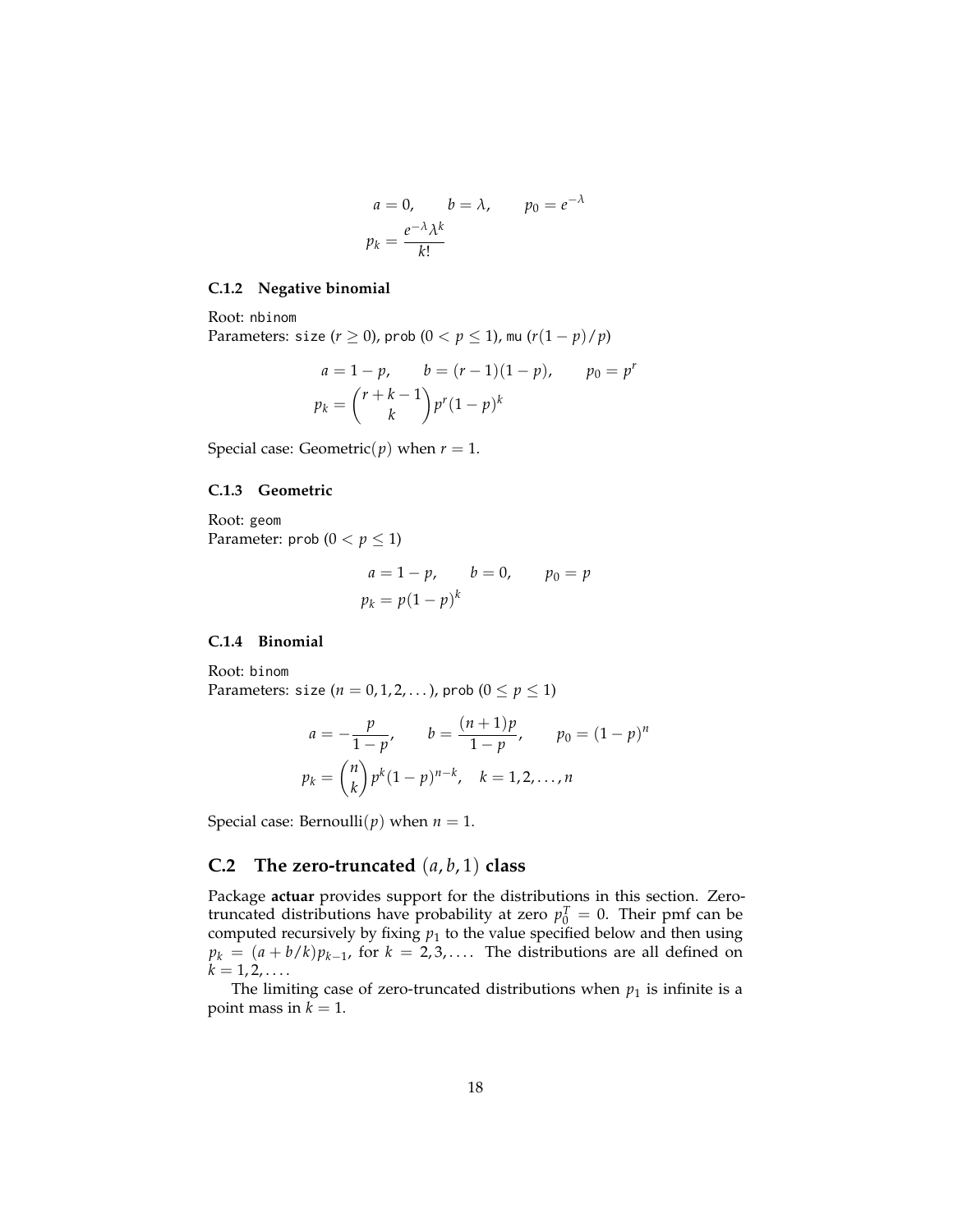$$a = 0, \qquad b = \lambda, \qquad p_0 = e^{-\lambda}$$
$$p_k = \frac{e^{-\lambda}\lambda^k}{k!}$$

### C.1.2 Negative binomial

Root: `nbinom`
Parameters: `size` ($r \geq 0$), `prob` ($0 < p \leq 1$), `mu` ($r(1-p)/p$)

$$a = 1 - p, \qquad b = (r-1)(1-p), \qquad p_0 = p^r$$
$$p_k = \binom{r+k-1}{k} p^r (1-p)^k$$

Special case: Geometric($p$) when $r = 1$.

### C.1.3 Geometric

Root: `geom`
Parameter: `prob` ($0 < p \leq 1$)

$$a = 1 - p, \qquad b = 0, \qquad p_0 = p$$
$$p_k = p(1-p)^k$$

### C.1.4 Binomial

Root: `binom`
Parameters: `size` ($n = 0, 1, 2, \dots$), `prob` ($0 \leq p \leq 1$)

$$a = -\frac{p}{1-p}, \qquad b = \frac{(n+1)p}{1-p}, \qquad p_0 = (1-p)^n$$
$$p_k = \binom{n}{k} p^k (1-p)^{n-k}, \quad k = 1, 2, \dots, n$$

Special case: Bernoulli($p$) when $n = 1$.

## C.2 The zero-truncated $(a, b, 1)$ class

Package **actuar** provides support for the distributions in this section. Zero-truncated distributions have probability at zero $p_0^T = 0$. Their pmf can be computed recursively by fixing $p_1$ to the value specified below and then using $p_k = (a + b/k)p_{k-1}$, for $k = 2, 3, \dots$. The distributions are all defined on $k = 1, 2, \dots$.

The limiting case of zero-truncated distributions when $p_1$ is infinite is a point mass in $k = 1$.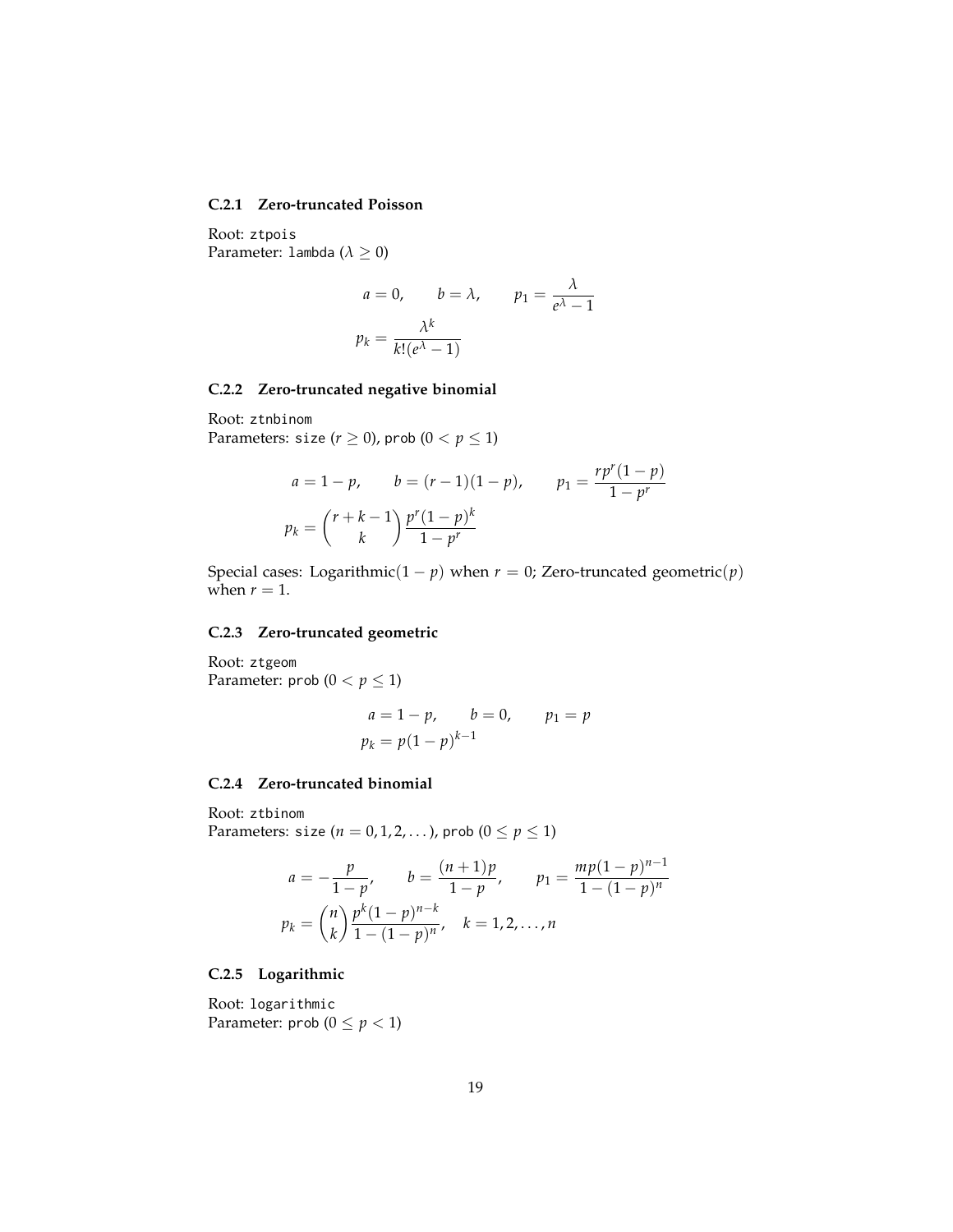### C.2.1 Zero-truncated Poisson

Root: `ztpois`
Parameter: `lambda` ($\lambda \geq 0$)

$$a = 0, \qquad b = \lambda, \qquad p_1 = \frac{\lambda}{e^{\lambda} - 1}$$

$$p_k = \frac{\lambda^k}{k!(e^{\lambda} - 1)}$$

### C.2.2 Zero-truncated negative binomial

Root: `ztnbinom`
Parameters: `size` ($r \geq 0$), `prob` ($0 < p \leq 1$)

$$a = 1 - p, \qquad b = (r-1)(1-p), \qquad p_1 = \frac{rp^r(1-p)}{1-p^r}$$

$$p_k = \binom{r+k-1}{k} \frac{p^r(1-p)^k}{1-p^r}$$

Special cases: Logarithmic$(1-p)$ when $r = 0$; Zero-truncated geometric$(p)$ when $r = 1$.

### C.2.3 Zero-truncated geometric

Root: `ztgeom`
Parameter: `prob` ($0 < p \leq 1$)

$$a = 1 - p, \qquad b = 0, \qquad p_1 = p$$

$$p_k = p(1-p)^{k-1}$$

### C.2.4 Zero-truncated binomial

Root: `ztbinom`
Parameters: `size` ($n = 0, 1, 2, \dots$), `prob` ($0 \leq p \leq 1$)

$$a = -\frac{p}{1-p}, \qquad b = \frac{(n+1)p}{1-p}, \qquad p_1 = \frac{mp(1-p)^{n-1}}{1-(1-p)^n}$$

$$p_k = \binom{n}{k} \frac{p^k(1-p)^{n-k}}{1-(1-p)^n}, \quad k = 1, 2, \dots, n$$

### C.2.5 Logarithmic

Root: `logarithmic`
Parameter: `prob` ($0 \leq p < 1$)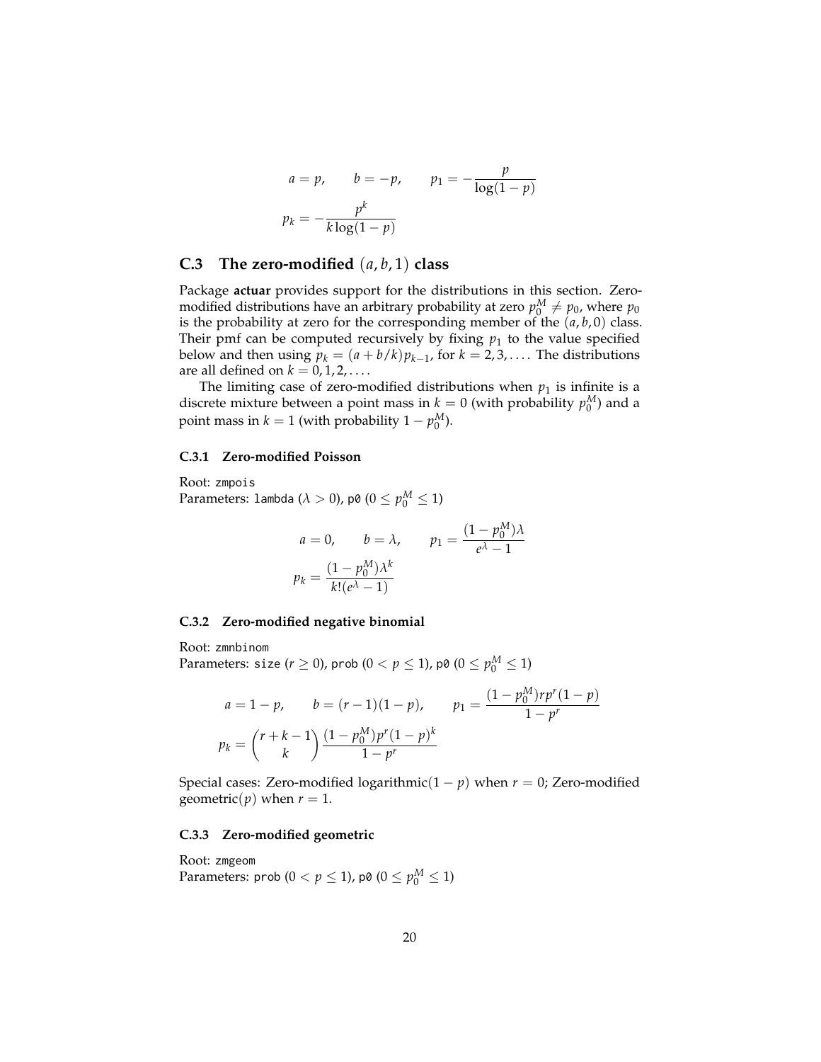$$a = p, \qquad b = -p, \qquad p_1 = -\frac{p}{\log(1-p)}$$

$$p_k = -\frac{p^k}{k \log(1-p)}$$

## C.3 The zero-modified $(a, b, 1)$ class

Package **actuar** provides support for the distributions in this section. Zero-modified distributions have an arbitrary probability at zero $p_0^M \neq p_0$, where $p_0$ is the probability at zero for the corresponding member of the $(a, b, 0)$ class. Their pmf can be computed recursively by fixing $p_1$ to the value specified below and then using $p_k = (a + b/k)p_{k-1}$, for $k = 2, 3, \dots$. The distributions are all defined on $k = 0, 1, 2, \dots$.

The limiting case of zero-modified distributions when $p_1$ is infinite is a discrete mixture between a point mass in $k = 0$ (with probability $p_0^M$) and a point mass in $k = 1$ (with probability $1 - p_0^M$).

### C.3.1 Zero-modified Poisson

Root: `zmpois`
Parameters: `lambda` ($\lambda > 0$), `p0` ($0 \leq p_0^M \leq 1$)

$$a = 0, \qquad b = \lambda, \qquad p_1 = \frac{(1 - p_0^M)\lambda}{e^\lambda - 1}$$

$$p_k = \frac{(1 - p_0^M)\lambda^k}{k!(e^\lambda - 1)}$$

### C.3.2 Zero-modified negative binomial

Root: `zmnbinom`
Parameters: `size` ($r \geq 0$), `prob` ($0 < p \leq 1$), `p0` ($0 \leq p_0^M \leq 1$)

$$a = 1 - p, \qquad b = (r-1)(1-p), \qquad p_1 = \frac{(1 - p_0^M) r p^r (1-p)}{1 - p^r}$$

$$p_k = \binom{r+k-1}{k} \frac{(1 - p_0^M) p^r (1-p)^k}{1 - p^r}$$

Special cases: Zero-modified logarithmic$(1 - p)$ when $r = 0$; Zero-modified geometric$(p)$ when $r = 1$.

### C.3.3 Zero-modified geometric

Root: `zmgeom`
Parameters: `prob` ($0 < p \leq 1$), `p0` ($0 \leq p_0^M \leq 1$)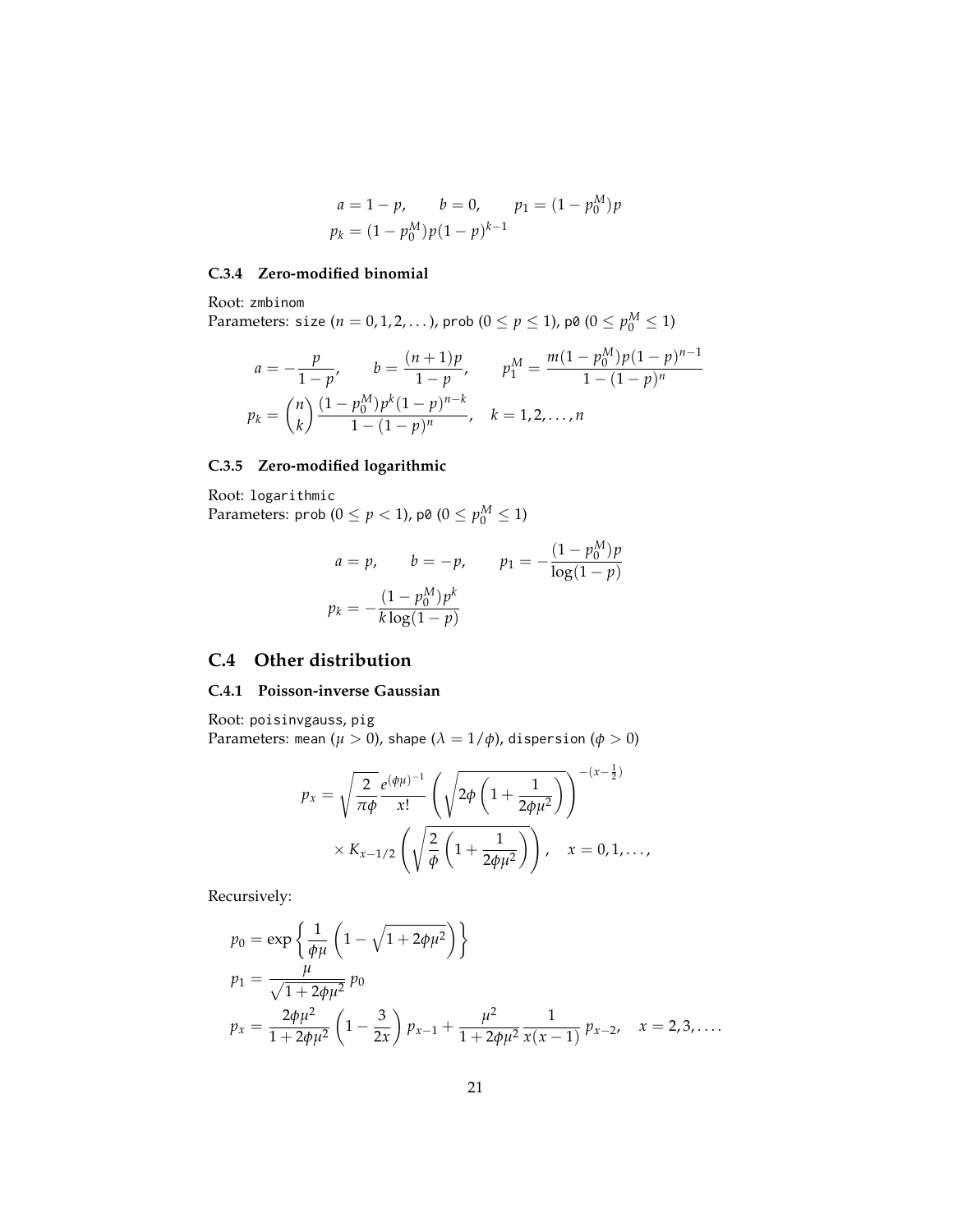$$a = 1 - p, \qquad b = 0, \qquad p_1 = (1 - p_0^M)p$$
$$p_k = (1 - p_0^M)p(1 - p)^{k-1}$$

### C.3.4 Zero-modified binomial

Root: zmbinom
Parameters: size ($n = 0, 1, 2, \dots$), prob ($0 \leq p \leq 1$), p0 ($0 \leq p_0^M \leq 1$)

$$a = -\frac{p}{1-p}, \qquad b = \frac{(n+1)p}{1-p}, \qquad p_1^M = \frac{m(1 - p_0^M)p(1-p)^{n-1}}{1 - (1-p)^n}$$
$$p_k = \binom{n}{k} \frac{(1 - p_0^M)p^k(1-p)^{n-k}}{1 - (1-p)^n}, \quad k = 1, 2, \dots, n$$

### C.3.5 Zero-modified logarithmic

Root: logarithmic
Parameters: prob ($0 \leq p < 1$), p0 ($0 \leq p_0^M \leq 1$)

$$a = p, \qquad b = -p, \qquad p_1 = -\frac{(1 - p_0^M)p}{\log(1-p)}$$
$$p_k = -\frac{(1 - p_0^M)p^k}{k \log(1-p)}$$

## C.4 Other distribution

### C.4.1 Poisson-inverse Gaussian

Root: poisinvgauss, pig
Parameters: mean ($\mu > 0$), shape ($\lambda = 1/\phi$), dispersion ($\phi > 0$)

$$p_x = \sqrt{\frac{2}{\pi\phi}} \frac{e^{(\phi\mu)^{-1}}}{x!} \left( \sqrt{2\phi \left(1 + \frac{1}{2\phi\mu^2}\right)} \right)^{-(x - \frac{1}{2})}$$
$$\times K_{x-1/2} \left( \sqrt{\frac{2}{\phi} \left(1 + \frac{1}{2\phi\mu^2}\right)} \right), \quad x = 0, 1, \dots,$$

Recursively:

$$p_0 = \exp\left\{ \frac{1}{\phi\mu} \left(1 - \sqrt{1 + 2\phi\mu^2}\right) \right\}$$
$$p_1 = \frac{\mu}{\sqrt{1 + 2\phi\mu^2}} \, p_0$$
$$p_x = \frac{2\phi\mu^2}{1 + 2\phi\mu^2} \left(1 - \frac{3}{2x}\right) p_{x-1} + \frac{\mu^2}{1 + 2\phi\mu^2} \frac{1}{x(x-1)} \, p_{x-2}, \quad x = 2, 3, \dots.$$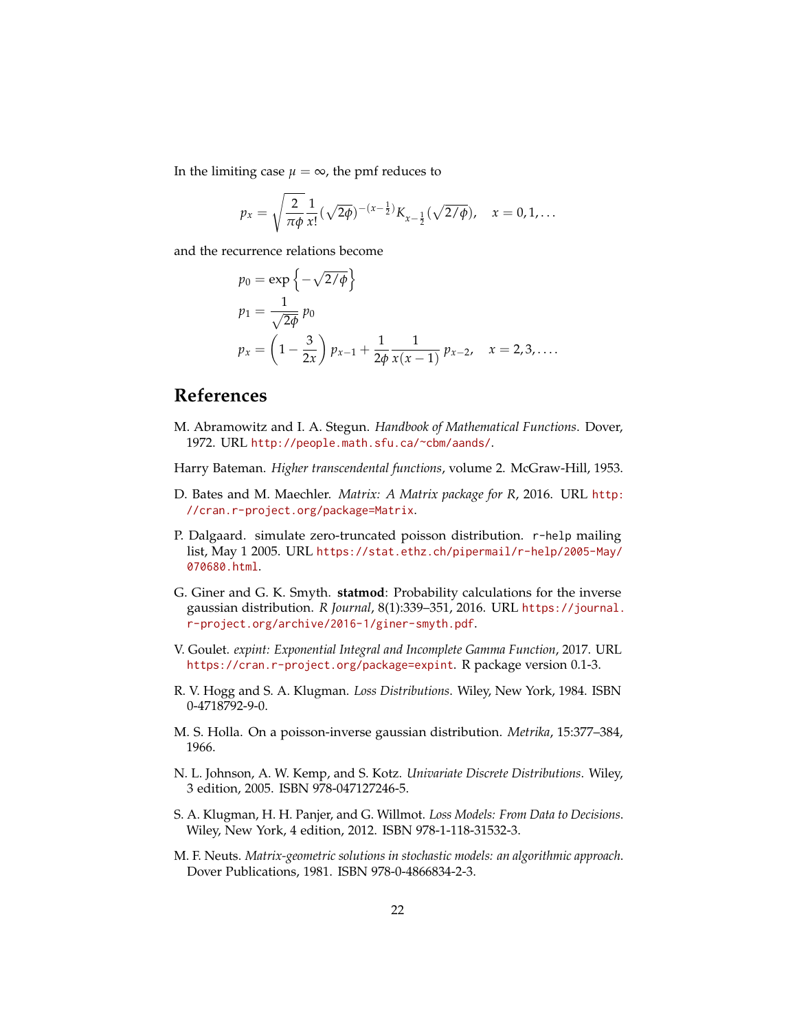In the limiting case $\mu = \infty$, the pmf reduces to

$$p_x = \sqrt{\frac{2}{\pi\phi}} \frac{1}{x!} (\sqrt{2\phi})^{-(x-\frac{1}{2})} K_{x-\frac{1}{2}}(\sqrt{2/\phi}), \quad x = 0, 1, \dots$$

and the recurrence relations become

$$\begin{aligned}
p_0 &= \exp\left\{-\sqrt{2/\phi}\right\} \\
p_1 &= \frac{1}{\sqrt{2\phi}}\, p_0 \\
p_x &= \left(1 - \frac{3}{2x}\right) p_{x-1} + \frac{1}{2\phi} \frac{1}{x(x-1)}\, p_{x-2}, \quad x = 2, 3, \dots.
\end{aligned}$$

## References

M. Abramowitz and I. A. Stegun. *Handbook of Mathematical Functions*. Dover, 1972. URL http://people.math.sfu.ca/~cbm/aands/.

Harry Bateman. *Higher transcendental functions*, volume 2. McGraw-Hill, 1953.

D. Bates and M. Maechler. *Matrix: A Matrix package for R*, 2016. URL http://cran.r-project.org/package=Matrix.

P. Dalgaard. simulate zero-truncated poisson distribution. `r-help` mailing list, May 1 2005. URL https://stat.ethz.ch/pipermail/r-help/2005-May/070680.html.

G. Giner and G. K. Smyth. **statmod**: Probability calculations for the inverse gaussian distribution. *R Journal*, 8(1):339–351, 2016. URL https://journal.r-project.org/archive/2016-1/giner-smyth.pdf.

V. Goulet. *expint: Exponential Integral and Incomplete Gamma Function*, 2017. URL https://cran.r-project.org/package=expint. R package version 0.1-3.

R. V. Hogg and S. A. Klugman. *Loss Distributions*. Wiley, New York, 1984. ISBN 0-4718792-9-0.

M. S. Holla. On a poisson-inverse gaussian distribution. *Metrika*, 15:377–384, 1966.

N. L. Johnson, A. W. Kemp, and S. Kotz. *Univariate Discrete Distributions*. Wiley, 3 edition, 2005. ISBN 978-047127246-5.

S. A. Klugman, H. H. Panjer, and G. Willmot. *Loss Models: From Data to Decisions*. Wiley, New York, 4 edition, 2012. ISBN 978-1-118-31532-3.

M. F. Neuts. *Matrix-geometric solutions in stochastic models: an algorithmic approach*. Dover Publications, 1981. ISBN 978-0-4866834-2-3.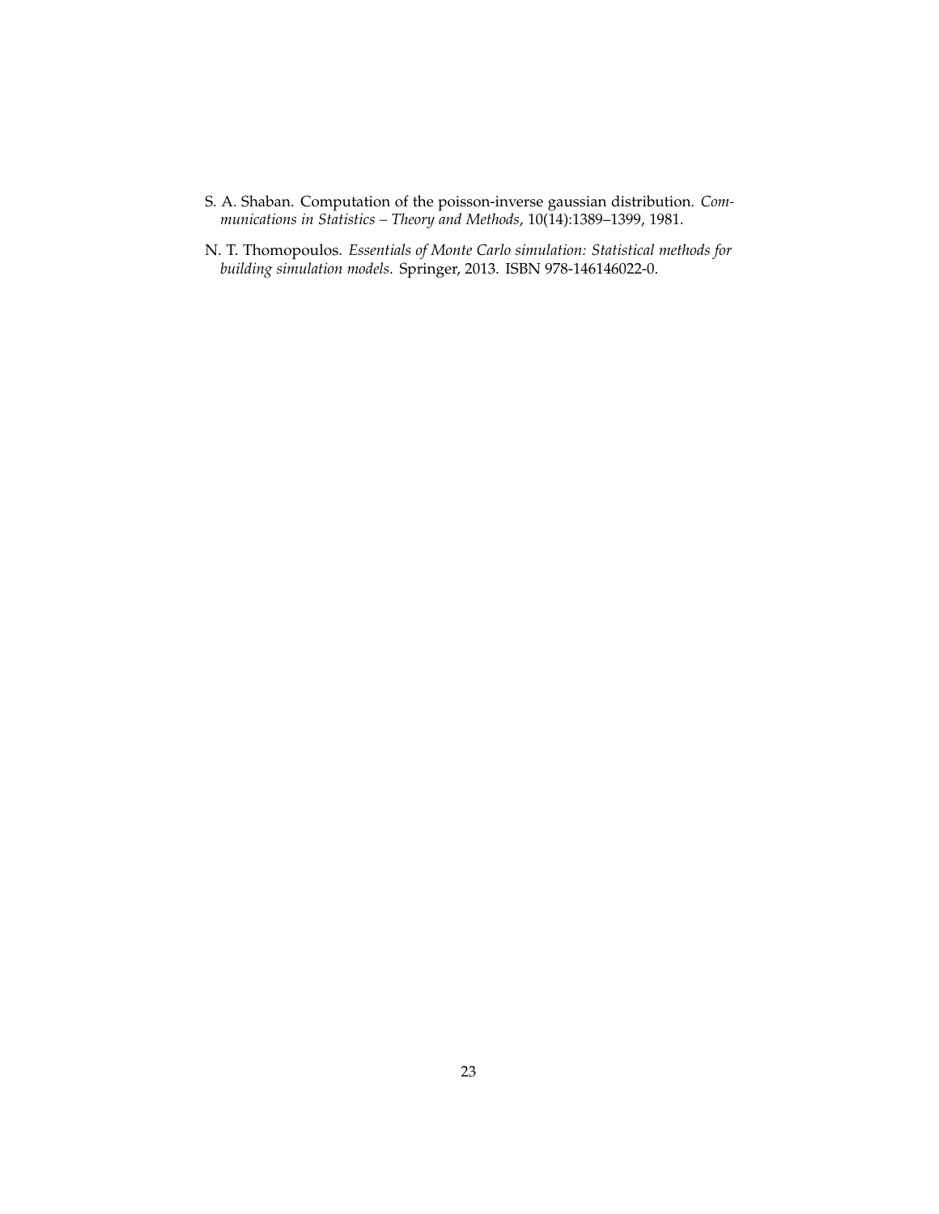S. A. Shaban. Computation of the poisson-inverse gaussian distribution. *Communications in Statistics – Theory and Methods*, 10(14):1389–1399, 1981.

N. T. Thomopoulos. *Essentials of Monte Carlo simulation: Statistical methods for building simulation models*. Springer, 2013. ISBN 978-146146022-0.